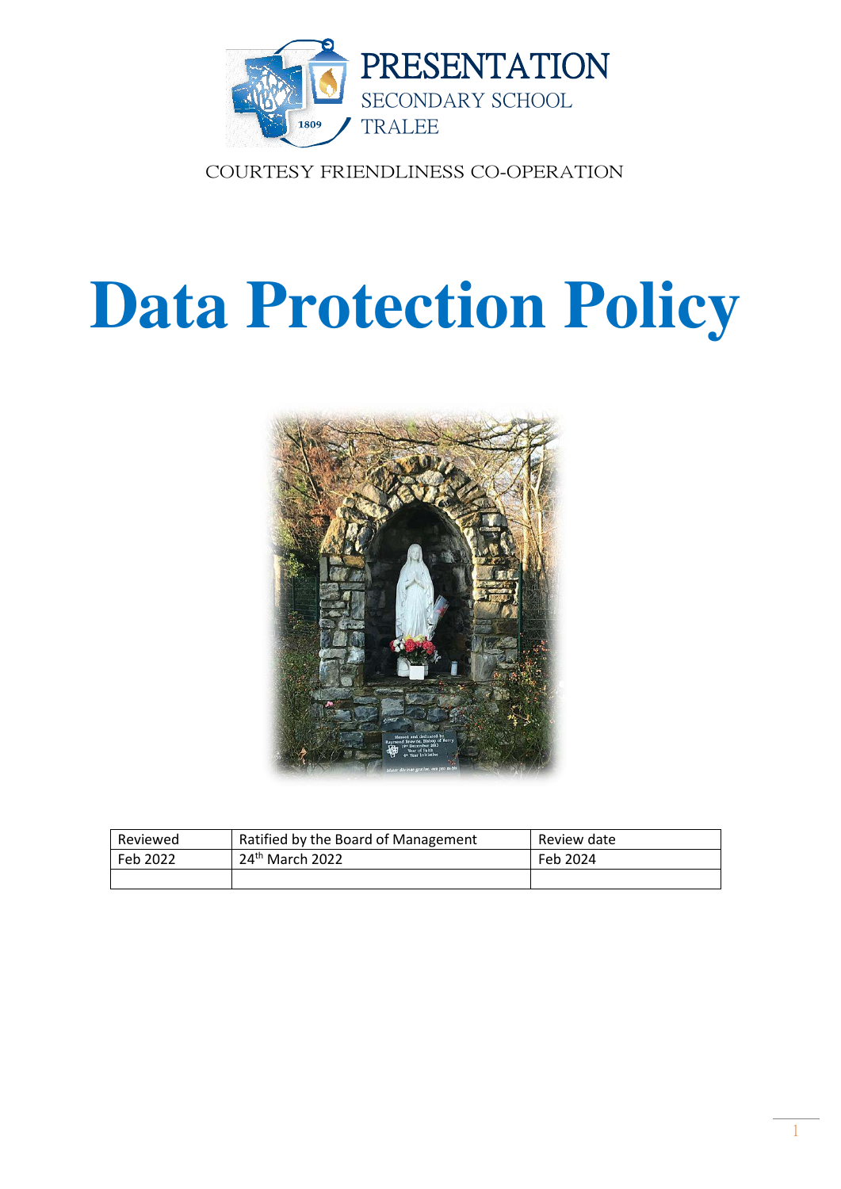PRESENTATION
SECONDARY SCHOOL
TRALEE

COURTESY FRIENDLINESS CO-OPERATION

# Data Protection Policy

| Reviewed | Ratified by the Board of Management | Review date |
|---|---|---|
| Feb 2022 | 24th March 2022 | Feb 2024 |
| | | |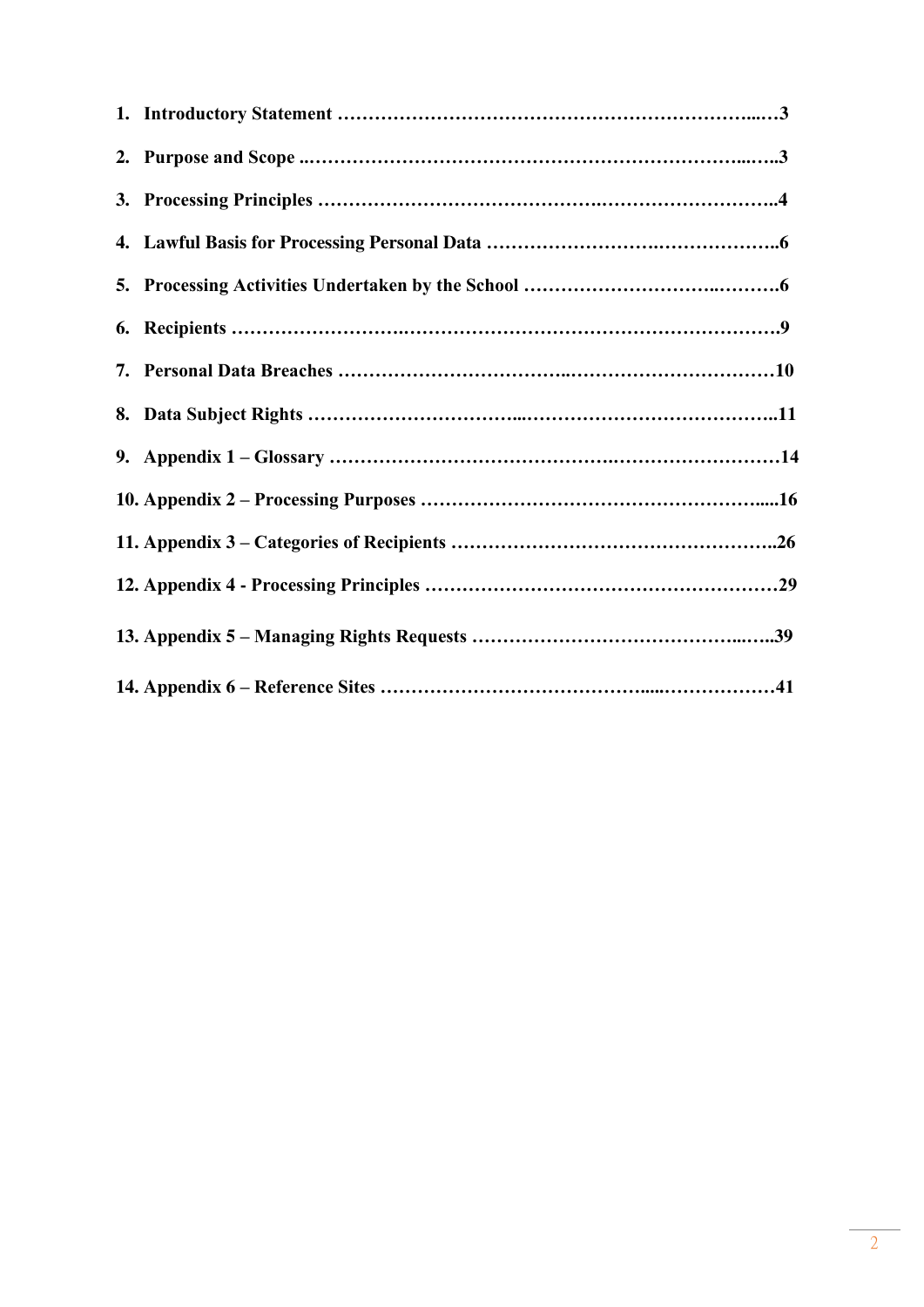1. **Introductory Statement ………………………………………………………….…3**
2. **Purpose and Scope ..………………………………………………………..….3**
3. **Processing Principles ……………………………….…………………………..4**
4. **Lawful Basis for Processing Personal Data …………………….……………….6**
5. **Processing Activities Undertaken by the School ……………………..……….6**
6. **Recipients ……………………..……………………………………………….9**
7. **Personal Data Breaches ……………………………..……………………………10**
8. **Data Subject Rights …………………………...………………………………..11**
9. **Appendix 1 – Glossary ………………………………….………………………14**
10. **Appendix 2 – Processing Purposes …………………………………………….....16**
11. **Appendix 3 – Categories of Recipients ……………………………………………..26**
12. **Appendix 4 - Processing Principles …………………………………………………29**
13. **Appendix 5 – Managing Rights Requests ………………………………….....…..39**
14. **Appendix 6 – Reference Sites ……………………………......………………41**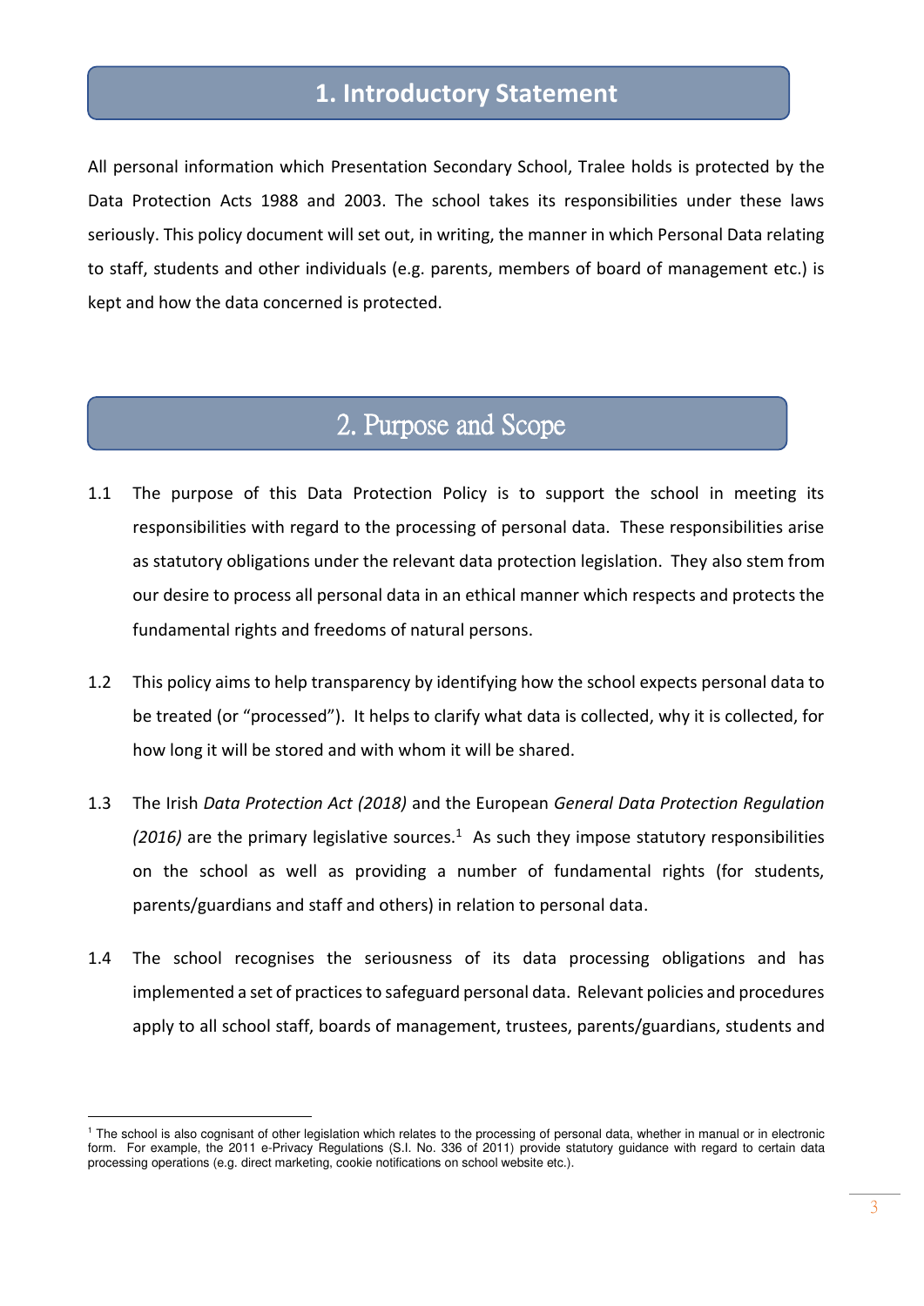# 1. Introductory Statement

All personal information which Presentation Secondary School, Tralee holds is protected by the Data Protection Acts 1988 and 2003. The school takes its responsibilities under these laws seriously. This policy document will set out, in writing, the manner in which Personal Data relating to staff, students and other individuals (e.g. parents, members of board of management etc.) is kept and how the data concerned is protected.

# 2. Purpose and Scope

1.1 The purpose of this Data Protection Policy is to support the school in meeting its responsibilities with regard to the processing of personal data. These responsibilities arise as statutory obligations under the relevant data protection legislation. They also stem from our desire to process all personal data in an ethical manner which respects and protects the fundamental rights and freedoms of natural persons.

1.2 This policy aims to help transparency by identifying how the school expects personal data to be treated (or "processed"). It helps to clarify what data is collected, why it is collected, for how long it will be stored and with whom it will be shared.

1.3 The Irish *Data Protection Act (2018)* and the European *General Data Protection Regulation (2016)* are the primary legislative sources.[1] As such they impose statutory responsibilities on the school as well as providing a number of fundamental rights (for students, parents/guardians and staff and others) in relation to personal data.

1.4 The school recognises the seriousness of its data processing obligations and has implemented a set of practices to safeguard personal data. Relevant policies and procedures apply to all school staff, boards of management, trustees, parents/guardians, students and

[1] The school is also cognisant of other legislation which relates to the processing of personal data, whether in manual or in electronic form. For example, the 2011 e-Privacy Regulations (S.I. No. 336 of 2011) provide statutory guidance with regard to certain data processing operations (e.g. direct marketing, cookie notifications on school website etc.).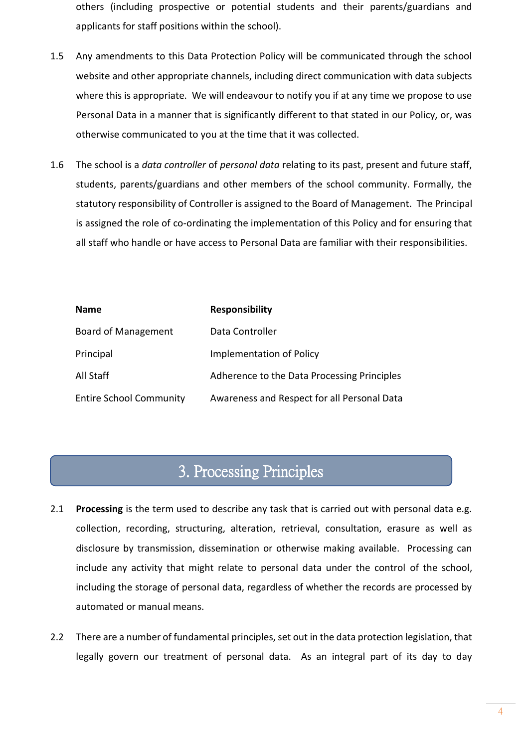others (including prospective or potential students and their parents/guardians and applicants for staff positions within the school).

1.5 Any amendments to this Data Protection Policy will be communicated through the school website and other appropriate channels, including direct communication with data subjects where this is appropriate. We will endeavour to notify you if at any time we propose to use Personal Data in a manner that is significantly different to that stated in our Policy, or, was otherwise communicated to you at the time that it was collected.

1.6 The school is a *data controller* of *personal data* relating to its past, present and future staff, students, parents/guardians and other members of the school community. Formally, the statutory responsibility of Controller is assigned to the Board of Management. The Principal is assigned the role of co-ordinating the implementation of this Policy and for ensuring that all staff who handle or have access to Personal Data are familiar with their responsibilities.

| Name | Responsibility |
|---|---|
| Board of Management | Data Controller |
| Principal | Implementation of Policy |
| All Staff | Adherence to the Data Processing Principles |
| Entire School Community | Awareness and Respect for all Personal Data |

# 3. Processing Principles

2.1 **Processing** is the term used to describe any task that is carried out with personal data e.g. collection, recording, structuring, alteration, retrieval, consultation, erasure as well as disclosure by transmission, dissemination or otherwise making available. Processing can include any activity that might relate to personal data under the control of the school, including the storage of personal data, regardless of whether the records are processed by automated or manual means.

2.2 There are a number of fundamental principles, set out in the data protection legislation, that legally govern our treatment of personal data. As an integral part of its day to day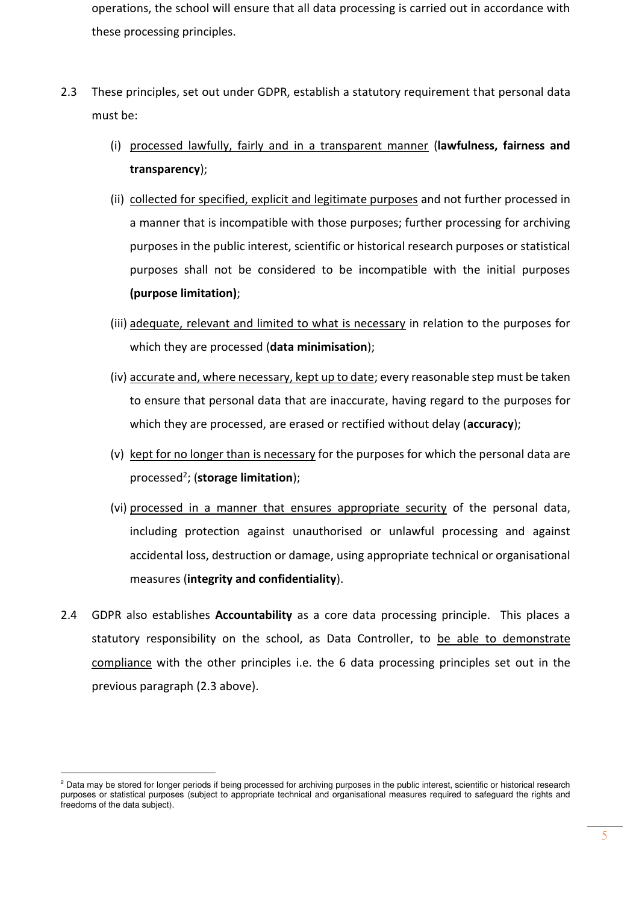operations, the school will ensure that all data processing is carried out in accordance with these processing principles.

2.3 These principles, set out under GDPR, establish a statutory requirement that personal data must be:

(i) <u>processed lawfully, fairly and in a transparent manner</u> (**lawfulness, fairness and transparency**);

(ii) <u>collected for specified, explicit and legitimate purposes</u> and not further processed in a manner that is incompatible with those purposes; further processing for archiving purposes in the public interest, scientific or historical research purposes or statistical purposes shall not be considered to be incompatible with the initial purposes **(purpose limitation)**;

(iii) <u>adequate, relevant and limited to what is necessary</u> in relation to the purposes for which they are processed (**data minimisation**);

(iv) <u>accurate and, where necessary, kept up to date</u>; every reasonable step must be taken to ensure that personal data that are inaccurate, having regard to the purposes for which they are processed, are erased or rectified without delay (**accuracy**);

(v) <u>kept for no longer than is necessary</u> for the purposes for which the personal data are processed[2]; (**storage limitation**);

(vi) <u>processed in a manner that ensures appropriate security</u> of the personal data, including protection against unauthorised or unlawful processing and against accidental loss, destruction or damage, using appropriate technical or organisational measures (**integrity and confidentiality**).

2.4 GDPR also establishes **Accountability** as a core data processing principle. This places a statutory responsibility on the school, as Data Controller, to <u>be able to demonstrate compliance</u> with the other principles i.e. the 6 data processing principles set out in the previous paragraph (2.3 above).

---

[2] Data may be stored for longer periods if being processed for archiving purposes in the public interest, scientific or historical research purposes or statistical purposes (subject to appropriate technical and organisational measures required to safeguard the rights and freedoms of the data subject).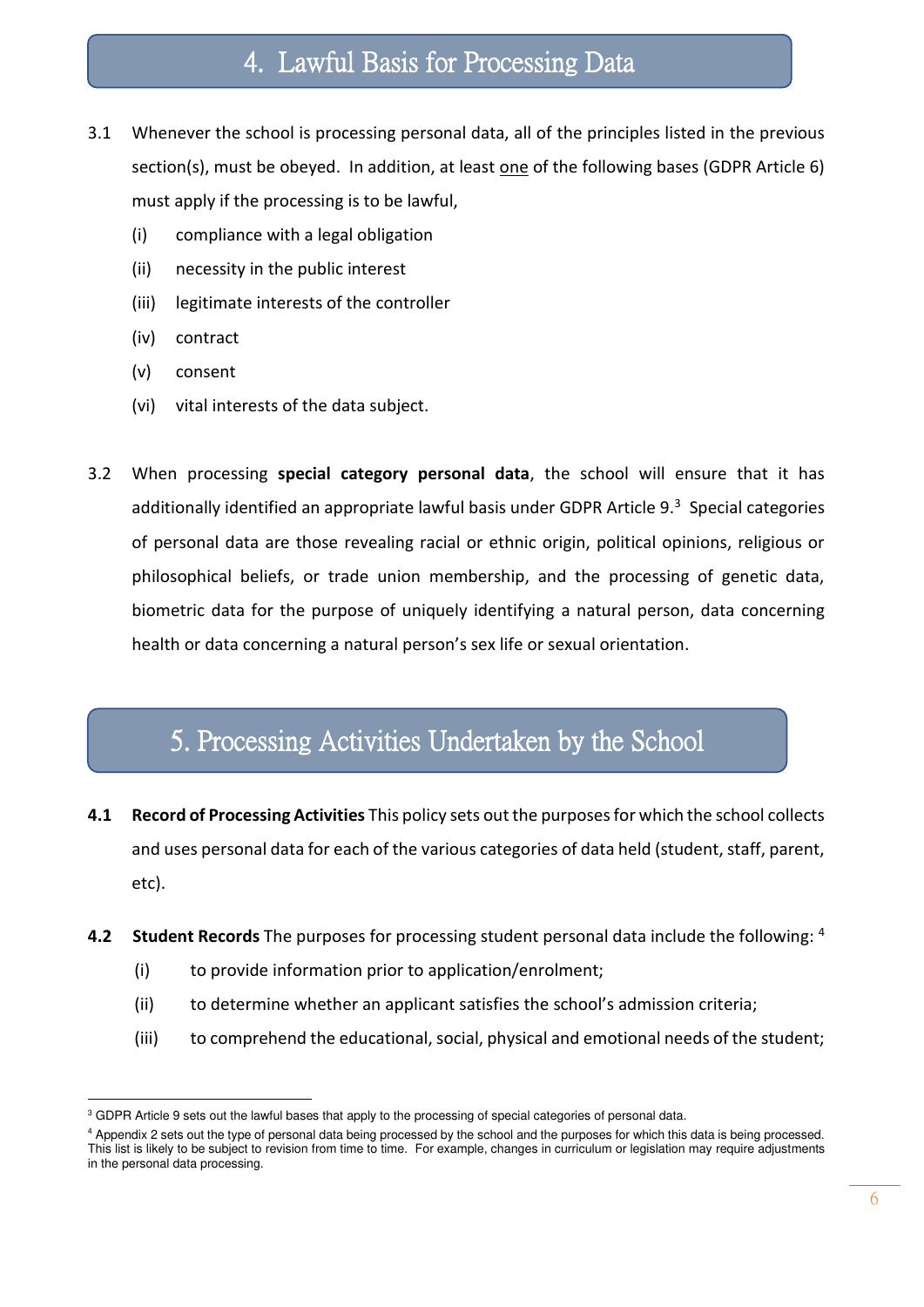## 4. Lawful Basis for Processing Data

3.1 Whenever the school is processing personal data, all of the principles listed in the previous section(s), must be obeyed. In addition, at least one of the following bases (GDPR Article 6) must apply if the processing is to be lawful,

(i) compliance with a legal obligation

(ii) necessity in the public interest

(iii) legitimate interests of the controller

(iv) contract

(v) consent

(vi) vital interests of the data subject.

3.2 When processing **special category personal data**, the school will ensure that it has additionally identified an appropriate lawful basis under GDPR Article 9.[3] Special categories of personal data are those revealing racial or ethnic origin, political opinions, religious or philosophical beliefs, or trade union membership, and the processing of genetic data, biometric data for the purpose of uniquely identifying a natural person, data concerning health or data concerning a natural person's sex life or sexual orientation.

## 5. Processing Activities Undertaken by the School

**4.1 Record of Processing Activities** This policy sets out the purposes for which the school collects and uses personal data for each of the various categories of data held (student, staff, parent, etc).

**4.2 Student Records** The purposes for processing student personal data include the following: [4]

(i) to provide information prior to application/enrolment;

(ii) to determine whether an applicant satisfies the school's admission criteria;

(iii) to comprehend the educational, social, physical and emotional needs of the student;

---

[3] GDPR Article 9 sets out the lawful bases that apply to the processing of special categories of personal data.

[4] Appendix 2 sets out the type of personal data being processed by the school and the purposes for which this data is being processed. This list is likely to be subject to revision from time to time. For example, changes in curriculum or legislation may require adjustments in the personal data processing.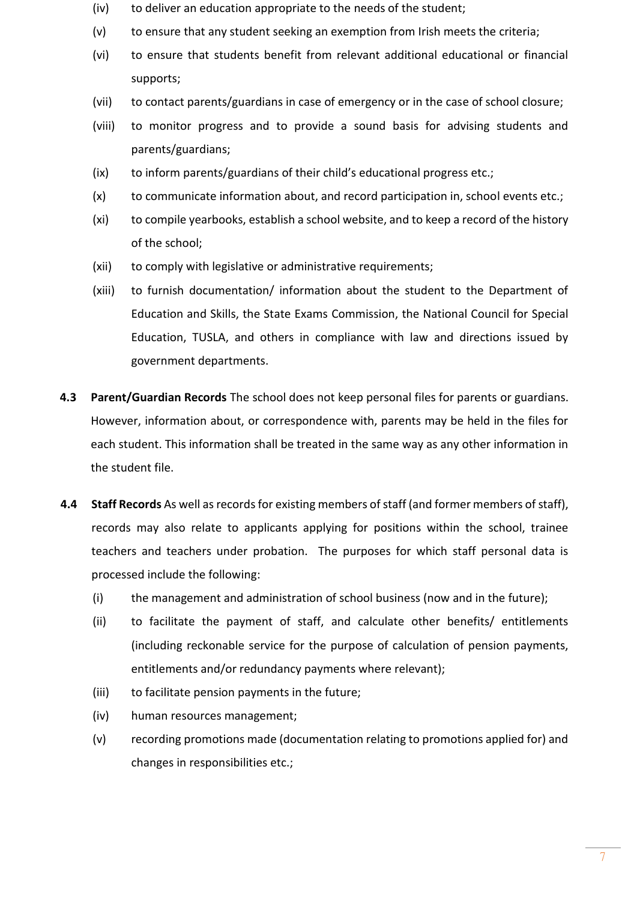(iv) to deliver an education appropriate to the needs of the student;

(v) to ensure that any student seeking an exemption from Irish meets the criteria;

(vi) to ensure that students benefit from relevant additional educational or financial supports;

(vii) to contact parents/guardians in case of emergency or in the case of school closure;

(viii) to monitor progress and to provide a sound basis for advising students and parents/guardians;

(ix) to inform parents/guardians of their child's educational progress etc.;

(x) to communicate information about, and record participation in, school events etc.;

(xi) to compile yearbooks, establish a school website, and to keep a record of the history of the school;

(xii) to comply with legislative or administrative requirements;

(xiii) to furnish documentation/ information about the student to the Department of Education and Skills, the State Exams Commission, the National Council for Special Education, TUSLA, and others in compliance with law and directions issued by government departments.

**4.3 Parent/Guardian Records** The school does not keep personal files for parents or guardians. However, information about, or correspondence with, parents may be held in the files for each student. This information shall be treated in the same way as any other information in the student file.

**4.4 Staff Records** As well as records for existing members of staff (and former members of staff), records may also relate to applicants applying for positions within the school, trainee teachers and teachers under probation. The purposes for which staff personal data is processed include the following:

(i) the management and administration of school business (now and in the future);

(ii) to facilitate the payment of staff, and calculate other benefits/ entitlements (including reckonable service for the purpose of calculation of pension payments, entitlements and/or redundancy payments where relevant);

(iii) to facilitate pension payments in the future;

(iv) human resources management;

(v) recording promotions made (documentation relating to promotions applied for) and changes in responsibilities etc.;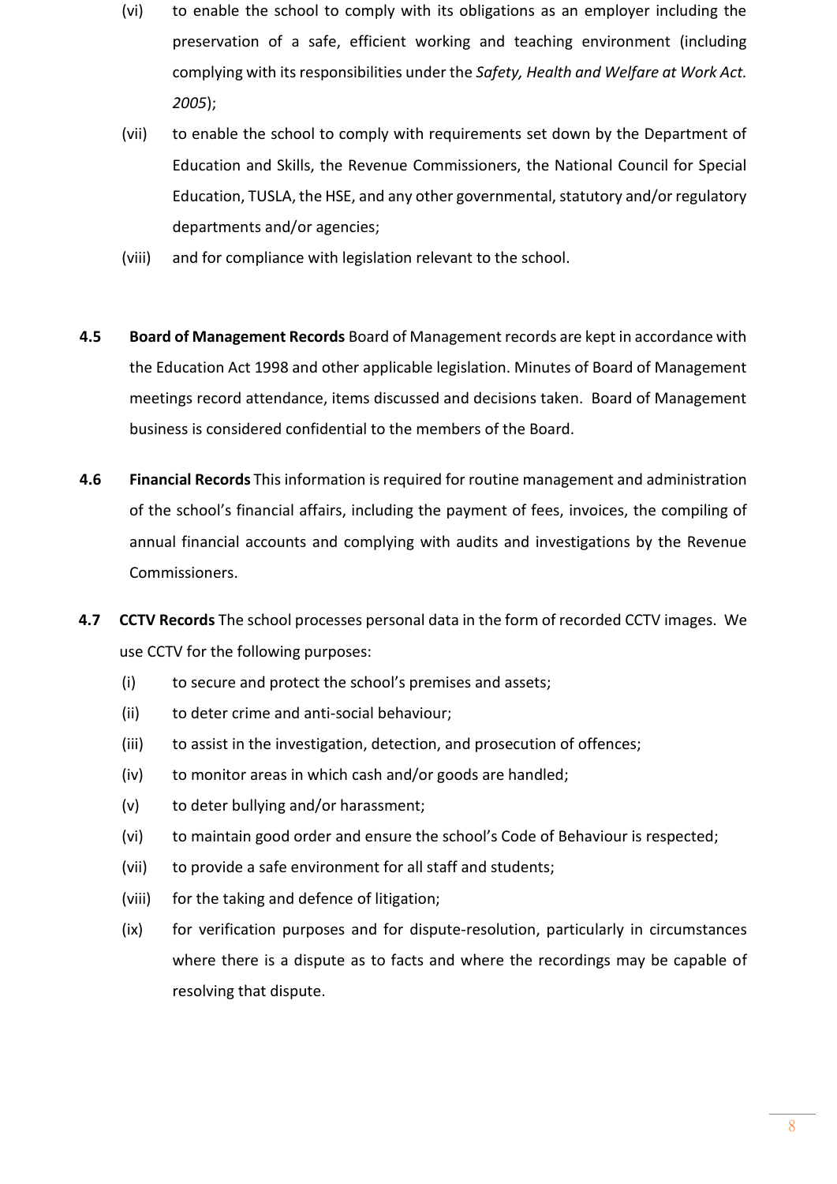(vi) to enable the school to comply with its obligations as an employer including the preservation of a safe, efficient working and teaching environment (including complying with its responsibilities under the *Safety, Health and Welfare at Work Act. 2005*);

(vii) to enable the school to comply with requirements set down by the Department of Education and Skills, the Revenue Commissioners, the National Council for Special Education, TUSLA, the HSE, and any other governmental, statutory and/or regulatory departments and/or agencies;

(viii) and for compliance with legislation relevant to the school.

**4.5 Board of Management Records** Board of Management records are kept in accordance with the Education Act 1998 and other applicable legislation. Minutes of Board of Management meetings record attendance, items discussed and decisions taken. Board of Management business is considered confidential to the members of the Board.

**4.6 Financial Records** This information is required for routine management and administration of the school's financial affairs, including the payment of fees, invoices, the compiling of annual financial accounts and complying with audits and investigations by the Revenue Commissioners.

**4.7 CCTV Records** The school processes personal data in the form of recorded CCTV images. We use CCTV for the following purposes:

(i) to secure and protect the school's premises and assets;

(ii) to deter crime and anti-social behaviour;

(iii) to assist in the investigation, detection, and prosecution of offences;

(iv) to monitor areas in which cash and/or goods are handled;

(v) to deter bullying and/or harassment;

(vi) to maintain good order and ensure the school's Code of Behaviour is respected;

(vii) to provide a safe environment for all staff and students;

(viii) for the taking and defence of litigation;

(ix) for verification purposes and for dispute-resolution, particularly in circumstances where there is a dispute as to facts and where the recordings may be capable of resolving that dispute.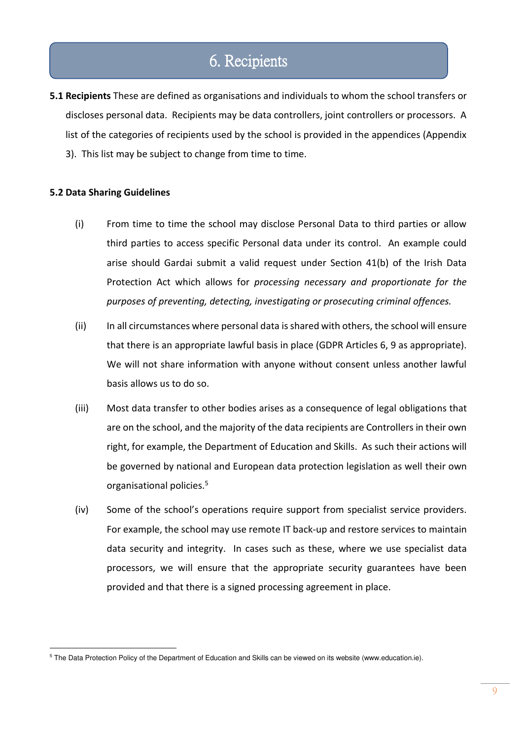# 6. Recipients

**5.1 Recipients** These are defined as organisations and individuals to whom the school transfers or discloses personal data. Recipients may be data controllers, joint controllers or processors. A list of the categories of recipients used by the school is provided in the appendices (Appendix 3). This list may be subject to change from time to time.

**5.2 Data Sharing Guidelines**

(i) From time to time the school may disclose Personal Data to third parties or allow third parties to access specific Personal data under its control. An example could arise should Gardai submit a valid request under Section 41(b) of the Irish Data Protection Act which allows for *processing necessary and proportionate for the purposes of preventing, detecting, investigating or prosecuting criminal offences.*

(ii) In all circumstances where personal data is shared with others, the school will ensure that there is an appropriate lawful basis in place (GDPR Articles 6, 9 as appropriate). We will not share information with anyone without consent unless another lawful basis allows us to do so.

(iii) Most data transfer to other bodies arises as a consequence of legal obligations that are on the school, and the majority of the data recipients are Controllers in their own right, for example, the Department of Education and Skills. As such their actions will be governed by national and European data protection legislation as well their own organisational policies.[5]

(iv) Some of the school's operations require support from specialist service providers. For example, the school may use remote IT back-up and restore services to maintain data security and integrity. In cases such as these, where we use specialist data processors, we will ensure that the appropriate security guarantees have been provided and that there is a signed processing agreement in place.

---

[5] The Data Protection Policy of the Department of Education and Skills can be viewed on its website (www.education.ie).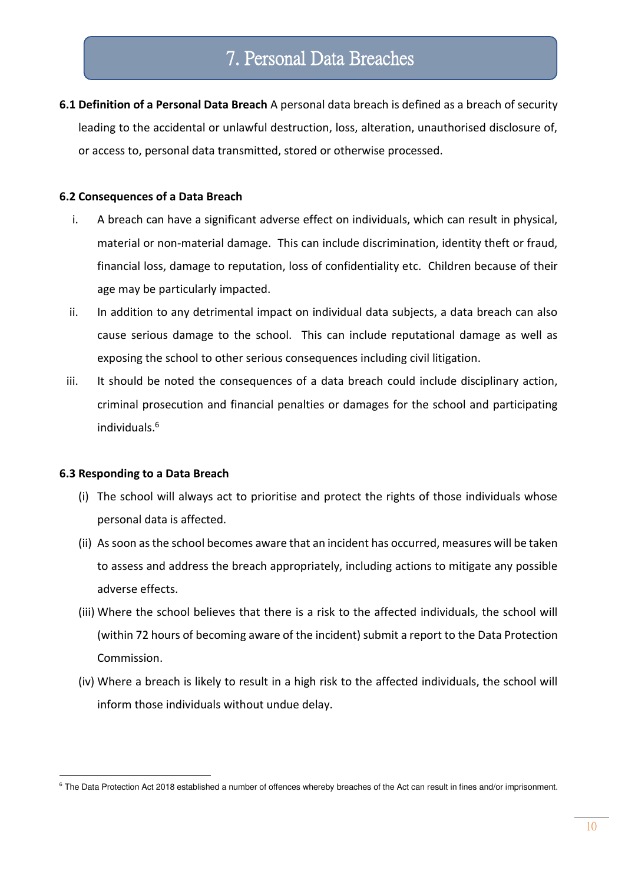# 7. Personal Data Breaches

**6.1 Definition of a Personal Data Breach** A personal data breach is defined as a breach of security leading to the accidental or unlawful destruction, loss, alteration, unauthorised disclosure of, or access to, personal data transmitted, stored or otherwise processed.

**6.2 Consequences of a Data Breach**

i. A breach can have a significant adverse effect on individuals, which can result in physical, material or non-material damage. This can include discrimination, identity theft or fraud, financial loss, damage to reputation, loss of confidentiality etc. Children because of their age may be particularly impacted.

ii. In addition to any detrimental impact on individual data subjects, a data breach can also cause serious damage to the school. This can include reputational damage as well as exposing the school to other serious consequences including civil litigation.

iii. It should be noted the consequences of a data breach could include disciplinary action, criminal prosecution and financial penalties or damages for the school and participating individuals.[6]

**6.3 Responding to a Data Breach**

(i) The school will always act to prioritise and protect the rights of those individuals whose personal data is affected.

(ii) As soon as the school becomes aware that an incident has occurred, measures will be taken to assess and address the breach appropriately, including actions to mitigate any possible adverse effects.

(iii) Where the school believes that there is a risk to the affected individuals, the school will (within 72 hours of becoming aware of the incident) submit a report to the Data Protection Commission.

(iv) Where a breach is likely to result in a high risk to the affected individuals, the school will inform those individuals without undue delay.

---

[6] The Data Protection Act 2018 established a number of offences whereby breaches of the Act can result in fines and/or imprisonment.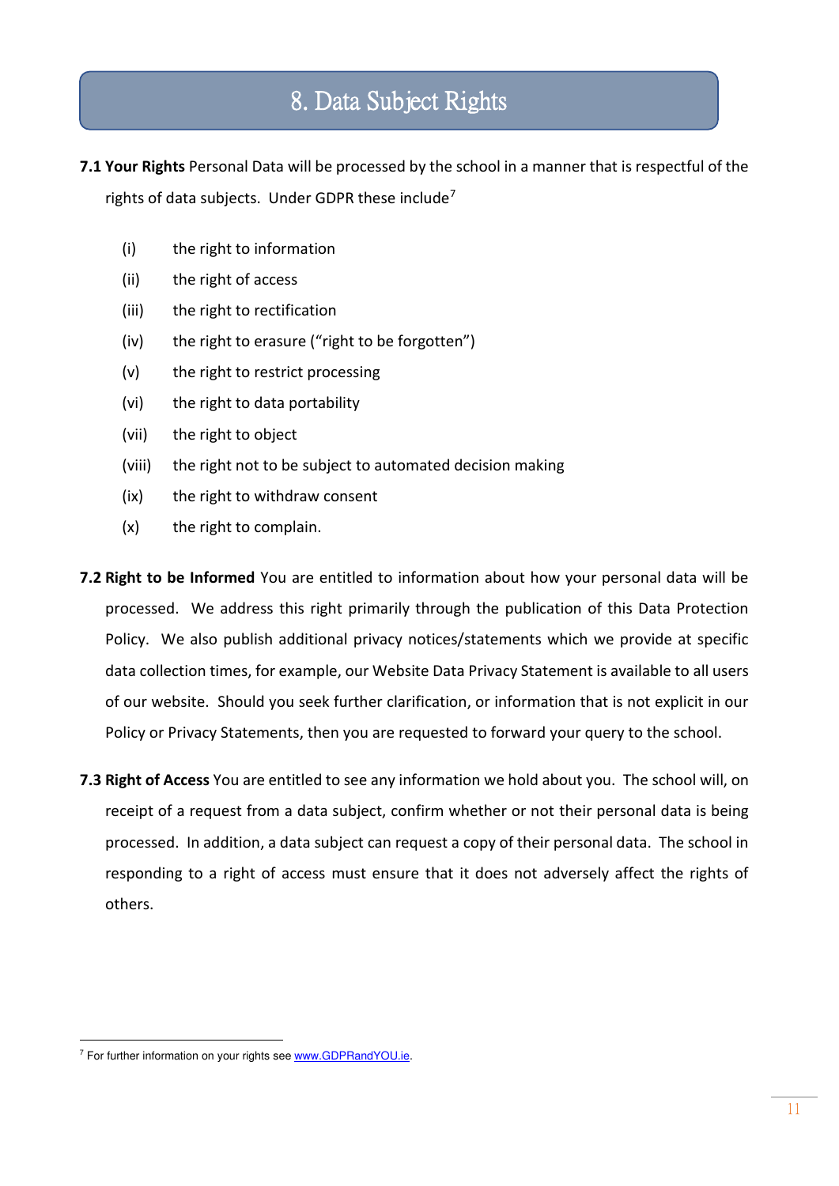# 8. Data Subject Rights

**7.1 Your Rights** Personal Data will be processed by the school in a manner that is respectful of the rights of data subjects. Under GDPR these include[7]

(i) the right to information

(ii) the right of access

(iii) the right to rectification

(iv) the right to erasure ("right to be forgotten")

(v) the right to restrict processing

(vi) the right to data portability

(vii) the right to object

(viii) the right not to be subject to automated decision making

(ix) the right to withdraw consent

(x) the right to complain.

**7.2 Right to be Informed** You are entitled to information about how your personal data will be processed. We address this right primarily through the publication of this Data Protection Policy. We also publish additional privacy notices/statements which we provide at specific data collection times, for example, our Website Data Privacy Statement is available to all users of our website. Should you seek further clarification, or information that is not explicit in our Policy or Privacy Statements, then you are requested to forward your query to the school.

**7.3 Right of Access** You are entitled to see any information we hold about you. The school will, on receipt of a request from a data subject, confirm whether or not their personal data is being processed. In addition, a data subject can request a copy of their personal data. The school in responding to a right of access must ensure that it does not adversely affect the rights of others.

---

[7] For further information on your rights see www.GDPRandYOU.ie.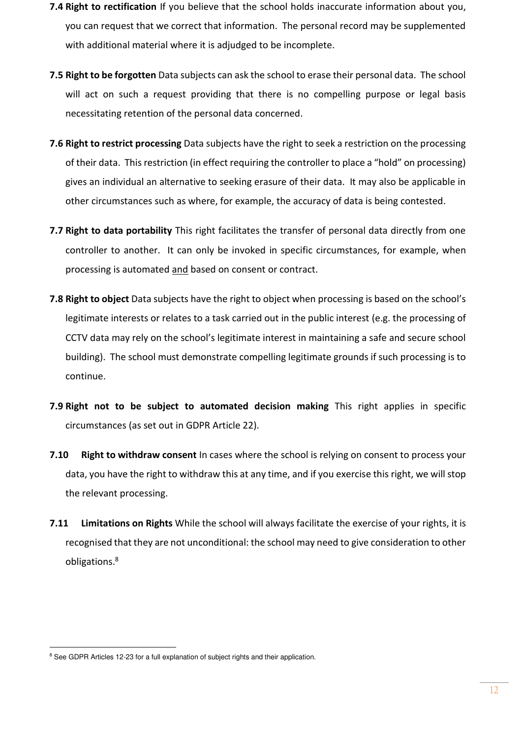**7.4 Right to rectification** If you believe that the school holds inaccurate information about you, you can request that we correct that information. The personal record may be supplemented with additional material where it is adjudged to be incomplete.

**7.5 Right to be forgotten** Data subjects can ask the school to erase their personal data. The school will act on such a request providing that there is no compelling purpose or legal basis necessitating retention of the personal data concerned.

**7.6 Right to restrict processing** Data subjects have the right to seek a restriction on the processing of their data. This restriction (in effect requiring the controller to place a "hold" on processing) gives an individual an alternative to seeking erasure of their data. It may also be applicable in other circumstances such as where, for example, the accuracy of data is being contested.

**7.7 Right to data portability** This right facilitates the transfer of personal data directly from one controller to another. It can only be invoked in specific circumstances, for example, when processing is automated and based on consent or contract.

**7.8 Right to object** Data subjects have the right to object when processing is based on the school's legitimate interests or relates to a task carried out in the public interest (e.g. the processing of CCTV data may rely on the school's legitimate interest in maintaining a safe and secure school building). The school must demonstrate compelling legitimate grounds if such processing is to continue.

**7.9 Right not to be subject to automated decision making** This right applies in specific circumstances (as set out in GDPR Article 22).

**7.10 Right to withdraw consent** In cases where the school is relying on consent to process your data, you have the right to withdraw this at any time, and if you exercise this right, we will stop the relevant processing.

**7.11 Limitations on Rights** While the school will always facilitate the exercise of your rights, it is recognised that they are not unconditional: the school may need to give consideration to other obligations.[8]

[8] See GDPR Articles 12-23 for a full explanation of subject rights and their application.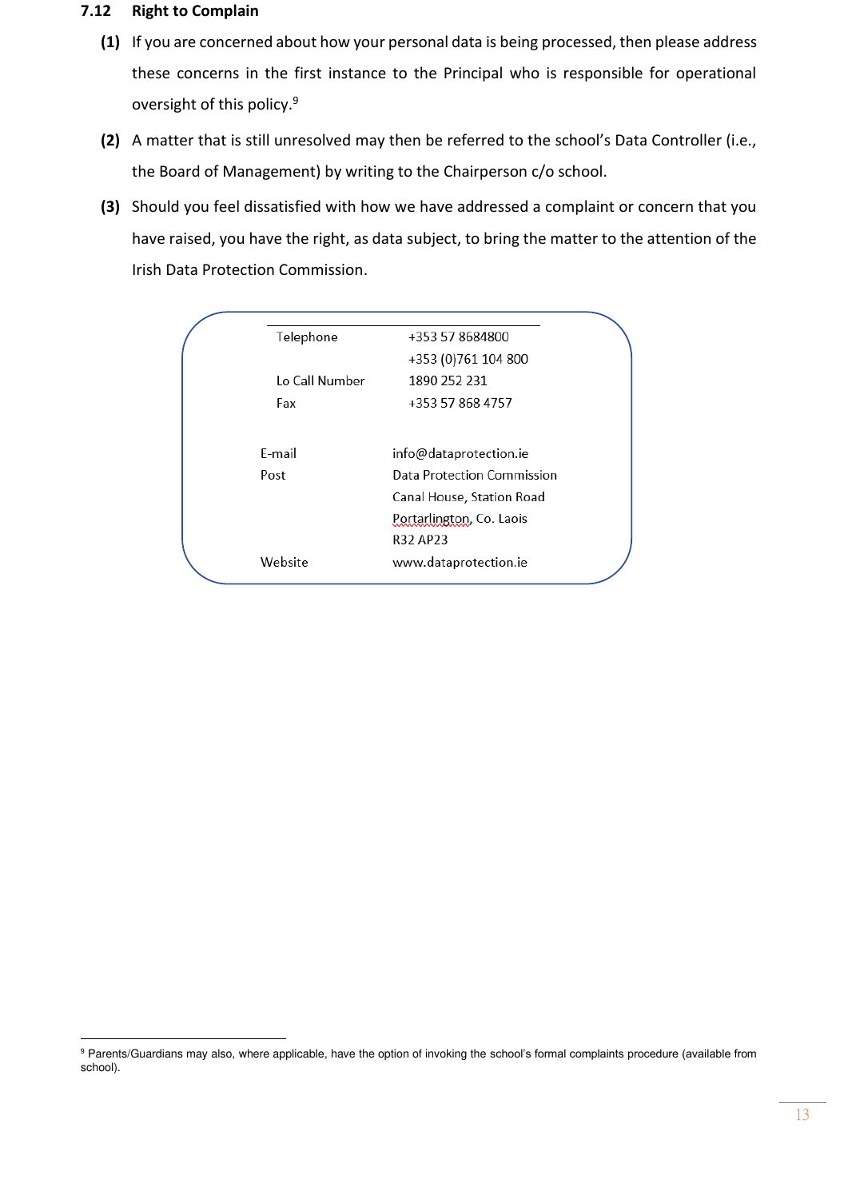### 7.12 Right to Complain

**(1)** If you are concerned about how your personal data is being processed, then please address these concerns in the first instance to the Principal who is responsible for operational oversight of this policy.[9]

**(2)** A matter that is still unresolved may then be referred to the school's Data Controller (i.e., the Board of Management) by writing to the Chairperson c/o school.

**(3)** Should you feel dissatisfied with how we have addressed a complaint or concern that you have raised, you have the right, as data subject, to bring the matter to the attention of the Irish Data Protection Commission.

| | |
|---|---|
| Telephone | +353 57 8684800 |
| | +353 (0)761 104 800 |
| Lo Call Number | 1890 252 231 |
| Fax | +353 57 868 4757 |
| E-mail | info@dataprotection.ie |
| Post | Data Protection Commission |
| | Canal House, Station Road |
| | Portarlington, Co. Laois |
| | R32 AP23 |
| Website | www.dataprotection.ie |

[9] Parents/Guardians may also, where applicable, have the option of invoking the school's formal complaints procedure (available from school).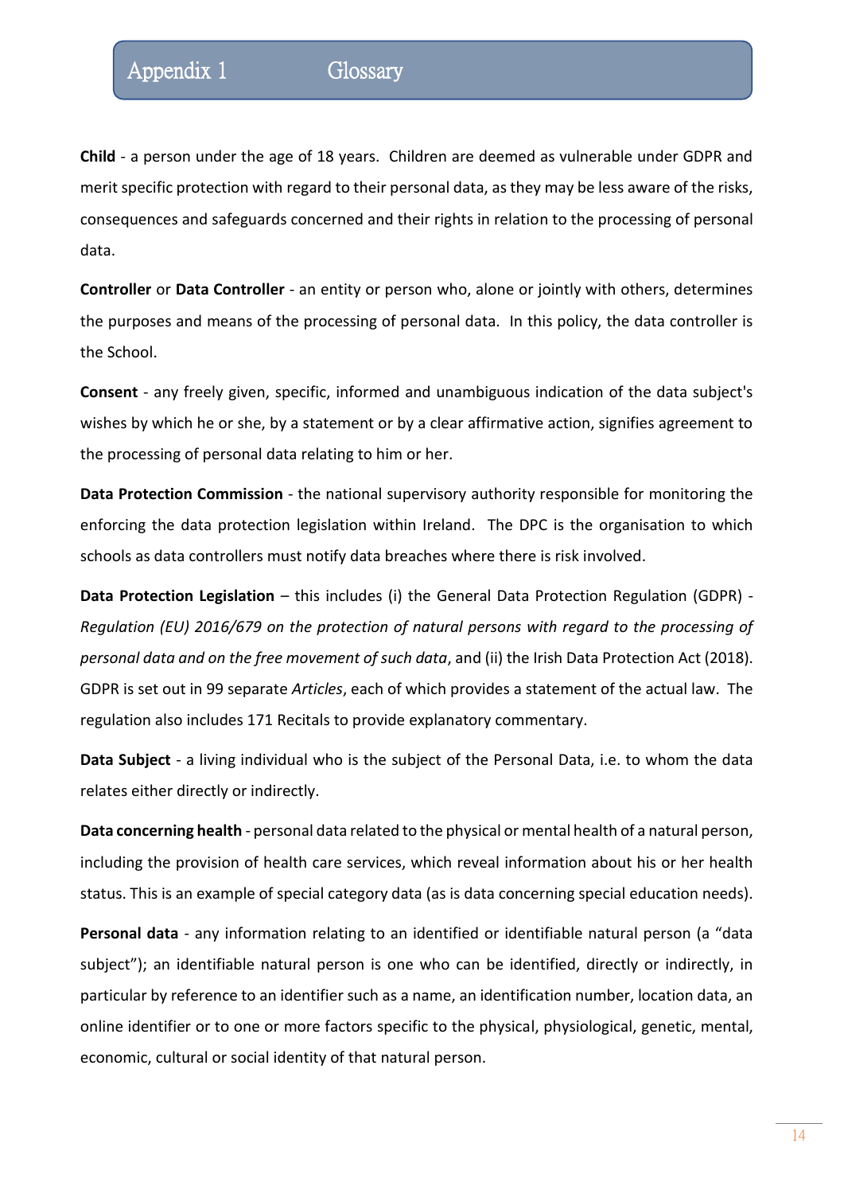# Appendix 1 Glossary

**Child** - a person under the age of 18 years. Children are deemed as vulnerable under GDPR and merit specific protection with regard to their personal data, as they may be less aware of the risks, consequences and safeguards concerned and their rights in relation to the processing of personal data.

**Controller** or **Data Controller** - an entity or person who, alone or jointly with others, determines the purposes and means of the processing of personal data. In this policy, the data controller is the School.

**Consent** - any freely given, specific, informed and unambiguous indication of the data subject's wishes by which he or she, by a statement or by a clear affirmative action, signifies agreement to the processing of personal data relating to him or her.

**Data Protection Commission** - the national supervisory authority responsible for monitoring the enforcing the data protection legislation within Ireland. The DPC is the organisation to which schools as data controllers must notify data breaches where there is risk involved.

**Data Protection Legislation** – this includes (i) the General Data Protection Regulation (GDPR) - *Regulation (EU) 2016/679 on the protection of natural persons with regard to the processing of personal data and on the free movement of such data*, and (ii) the Irish Data Protection Act (2018). GDPR is set out in 99 separate *Articles*, each of which provides a statement of the actual law. The regulation also includes 171 Recitals to provide explanatory commentary.

**Data Subject** - a living individual who is the subject of the Personal Data, i.e. to whom the data relates either directly or indirectly.

**Data concerning health** - personal data related to the physical or mental health of a natural person, including the provision of health care services, which reveal information about his or her health status. This is an example of special category data (as is data concerning special education needs).

**Personal data** - any information relating to an identified or identifiable natural person (a "data subject"); an identifiable natural person is one who can be identified, directly or indirectly, in particular by reference to an identifier such as a name, an identification number, location data, an online identifier or to one or more factors specific to the physical, physiological, genetic, mental, economic, cultural or social identity of that natural person.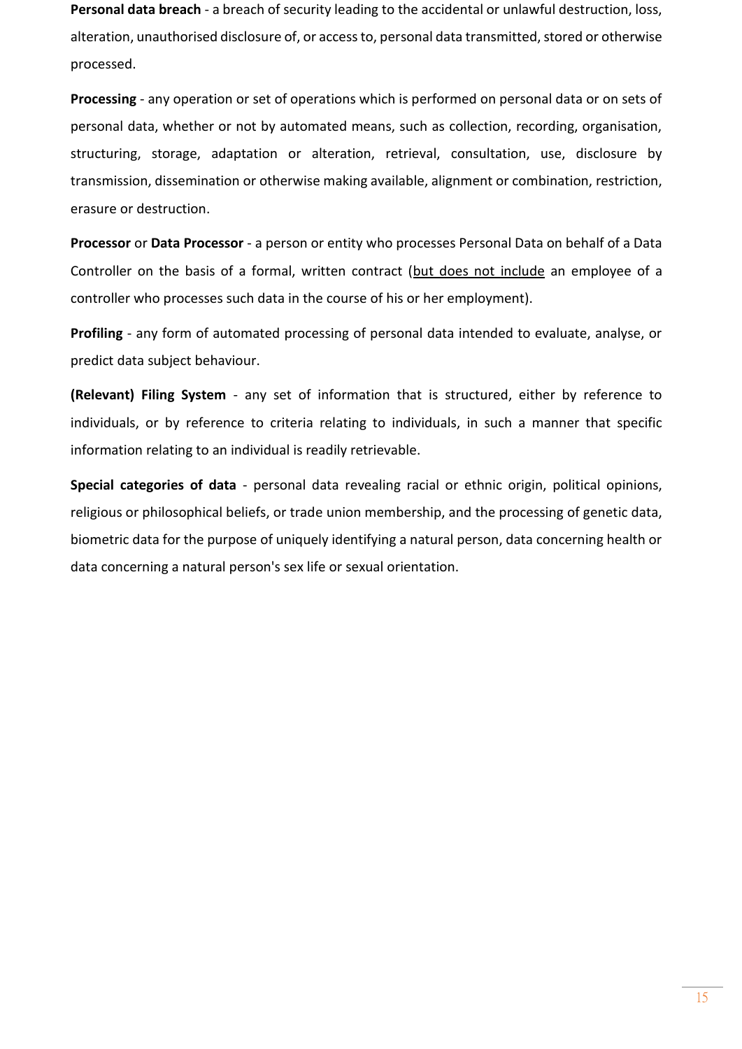**Personal data breach** - a breach of security leading to the accidental or unlawful destruction, loss, alteration, unauthorised disclosure of, or access to, personal data transmitted, stored or otherwise processed.

**Processing** - any operation or set of operations which is performed on personal data or on sets of personal data, whether or not by automated means, such as collection, recording, organisation, structuring, storage, adaptation or alteration, retrieval, consultation, use, disclosure by transmission, dissemination or otherwise making available, alignment or combination, restriction, erasure or destruction.

**Processor** or **Data Processor** - a person or entity who processes Personal Data on behalf of a Data Controller on the basis of a formal, written contract (<u>but does not include</u> an employee of a controller who processes such data in the course of his or her employment).

**Profiling** - any form of automated processing of personal data intended to evaluate, analyse, or predict data subject behaviour.

**(Relevant) Filing System** - any set of information that is structured, either by reference to individuals, or by reference to criteria relating to individuals, in such a manner that specific information relating to an individual is readily retrievable.

**Special categories of data** - personal data revealing racial or ethnic origin, political opinions, religious or philosophical beliefs, or trade union membership, and the processing of genetic data, biometric data for the purpose of uniquely identifying a natural person, data concerning health or data concerning a natural person's sex life or sexual orientation.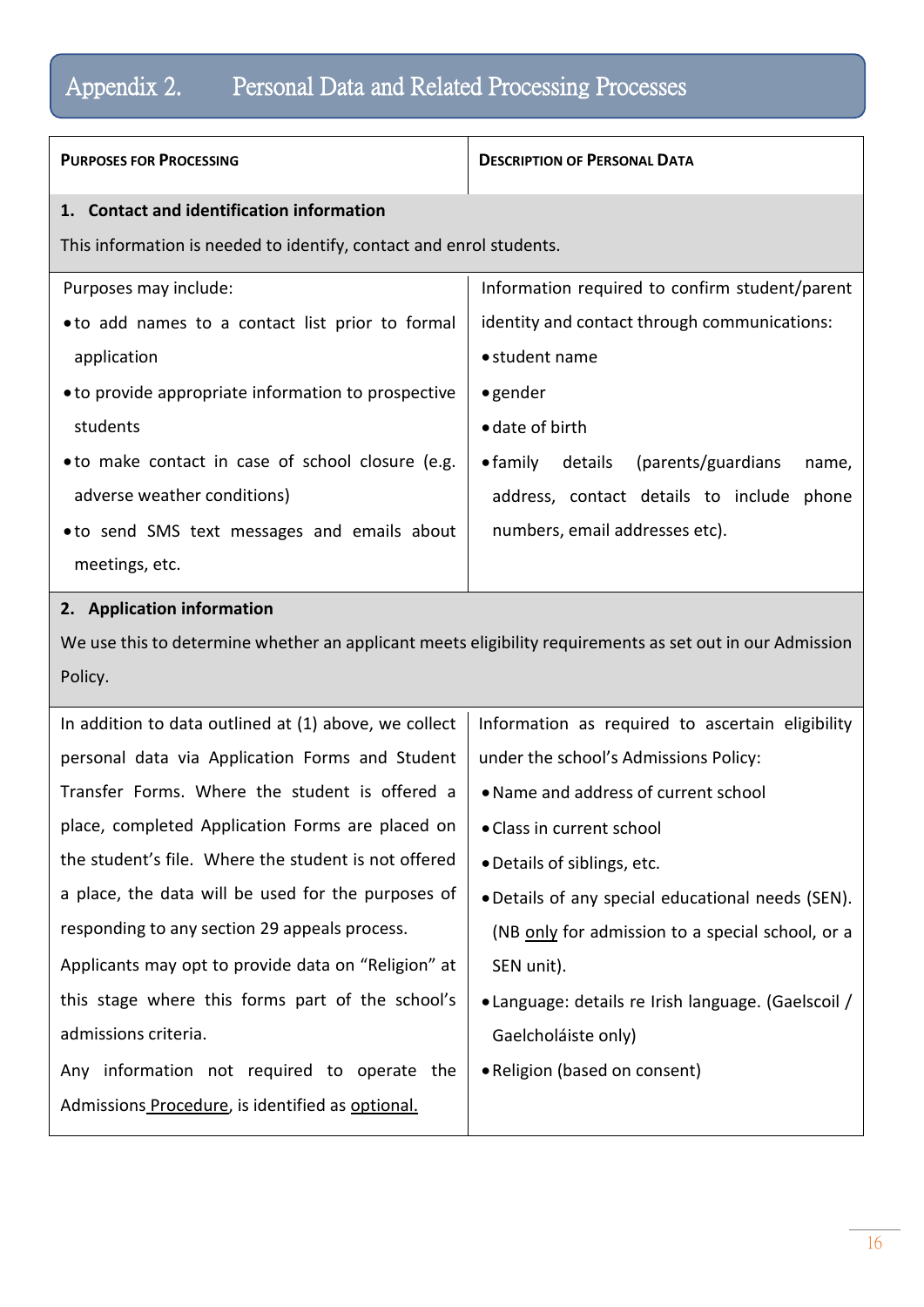# Appendix 2. Personal Data and Related Processing Processes

| **Purposes for Processing** | **Description of Personal Data** |
|---|---|
| **1. Contact and identification information**<br>This information is needed to identify, contact and enrol students. | |
| Purposes may include:<br>• to add names to a contact list prior to formal application<br>• to provide appropriate information to prospective students<br>• to make contact in case of school closure (e.g. adverse weather conditions)<br>• to send SMS text messages and emails about meetings, etc. | Information required to confirm student/parent identity and contact through communications:<br>• student name<br>• gender<br>• date of birth<br>• family details (parents/guardians name, address, contact details to include phone numbers, email addresses etc). |
| **2. Application information**<br>We use this to determine whether an applicant meets eligibility requirements as set out in our Admission Policy. | |
| In addition to data outlined at (1) above, we collect personal data via Application Forms and Student Transfer Forms. Where the student is offered a place, completed Application Forms are placed on the student's file. Where the student is not offered a place, the data will be used for the purposes of responding to any section 29 appeals process.<br>Applicants may opt to provide data on "Religion" at this stage where this forms part of the school's admissions criteria.<br>Any information not required to operate the Admissions Procedure, is identified as optional. | Information as required to ascertain eligibility under the school's Admissions Policy:<br>• Name and address of current school<br>• Class in current school<br>• Details of siblings, etc.<br>• Details of any special educational needs (SEN). (NB only for admission to a special school, or a SEN unit).<br>• Language: details re Irish language. (Gaelscoil / Gaelcholáiste only)<br>• Religion (based on consent) |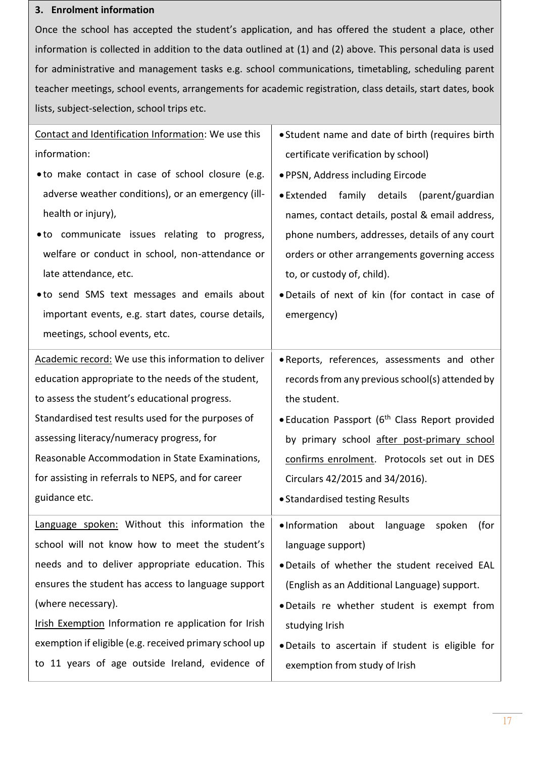**3. Enrolment information**

Once the school has accepted the student's application, and has offered the student a place, other information is collected in addition to the data outlined at (1) and (2) above. This personal data is used for administrative and management tasks e.g. school communications, timetabling, scheduling parent teacher meetings, school events, arrangements for academic registration, class details, start dates, book lists, subject-selection, school trips etc.

| | |
|---|---|
| Contact and Identification Information: We use this information:<br>• to make contact in case of school closure (e.g. adverse weather conditions), or an emergency (ill-health or injury),<br>• to communicate issues relating to progress, welfare or conduct in school, non-attendance or late attendance, etc.<br>• to send SMS text messages and emails about important events, e.g. start dates, course details, meetings, school events, etc. | • Student name and date of birth (requires birth certificate verification by school)<br>• PPSN, Address including Eircode<br>• Extended family details (parent/guardian names, contact details, postal & email address, phone numbers, addresses, details of any court orders or other arrangements governing access to, or custody of, child).<br>• Details of next of kin (for contact in case of emergency) |
| Academic record: We use this information to deliver education appropriate to the needs of the student, to assess the student's educational progress.<br>Standardised test results used for the purposes of assessing literacy/numeracy progress, for Reasonable Accommodation in State Examinations, for assisting in referrals to NEPS, and for career guidance etc. | • Reports, references, assessments and other records from any previous school(s) attended by the student.<br>• Education Passport (6th Class Report provided by primary school after post-primary school confirms enrolment. Protocols set out in DES Circulars 42/2015 and 34/2016).<br>• Standardised testing Results |
| Language spoken: Without this information the school will not know how to meet the student's needs and to deliver appropriate education. This ensures the student has access to language support (where necessary).<br>Irish Exemption Information re application for Irish exemption if eligible (e.g. received primary school up to 11 years of age outside Ireland, evidence of | • Information about language spoken (for language support)<br>• Details of whether the student received EAL (English as an Additional Language) support.<br>• Details re whether student is exempt from studying Irish<br>• Details to ascertain if student is eligible for exemption from study of Irish |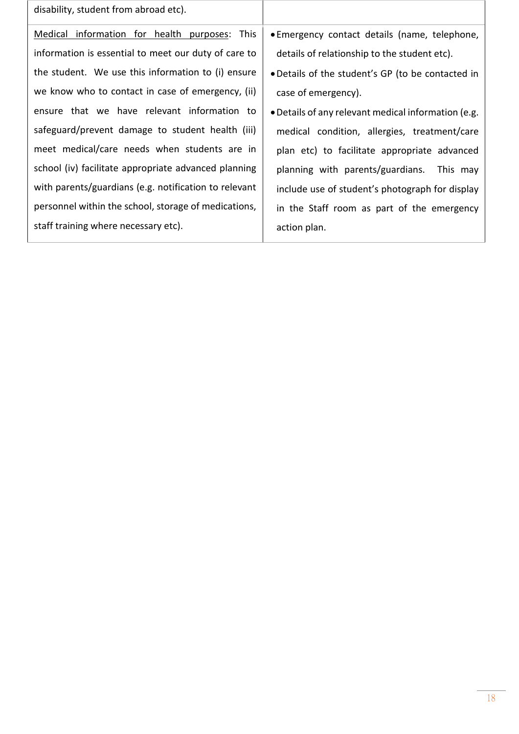| | |
|---|---|
| disability, student from abroad etc). | |
| <u>Medical information for health purposes</u>: This information is essential to meet our duty of care to the student. We use this information to (i) ensure we know who to contact in case of emergency, (ii) ensure that we have relevant information to safeguard/prevent damage to student health (iii) meet medical/care needs when students are in school (iv) facilitate appropriate advanced planning with parents/guardians (e.g. notification to relevant personnel within the school, storage of medications, staff training where necessary etc). | • Emergency contact details (name, telephone, details of relationship to the student etc).<br>• Details of the student's GP (to be contacted in case of emergency).<br>• Details of any relevant medical information (e.g. medical condition, allergies, treatment/care plan etc) to facilitate appropriate advanced planning with parents/guardians. This may include use of student's photograph for display in the Staff room as part of the emergency action plan. |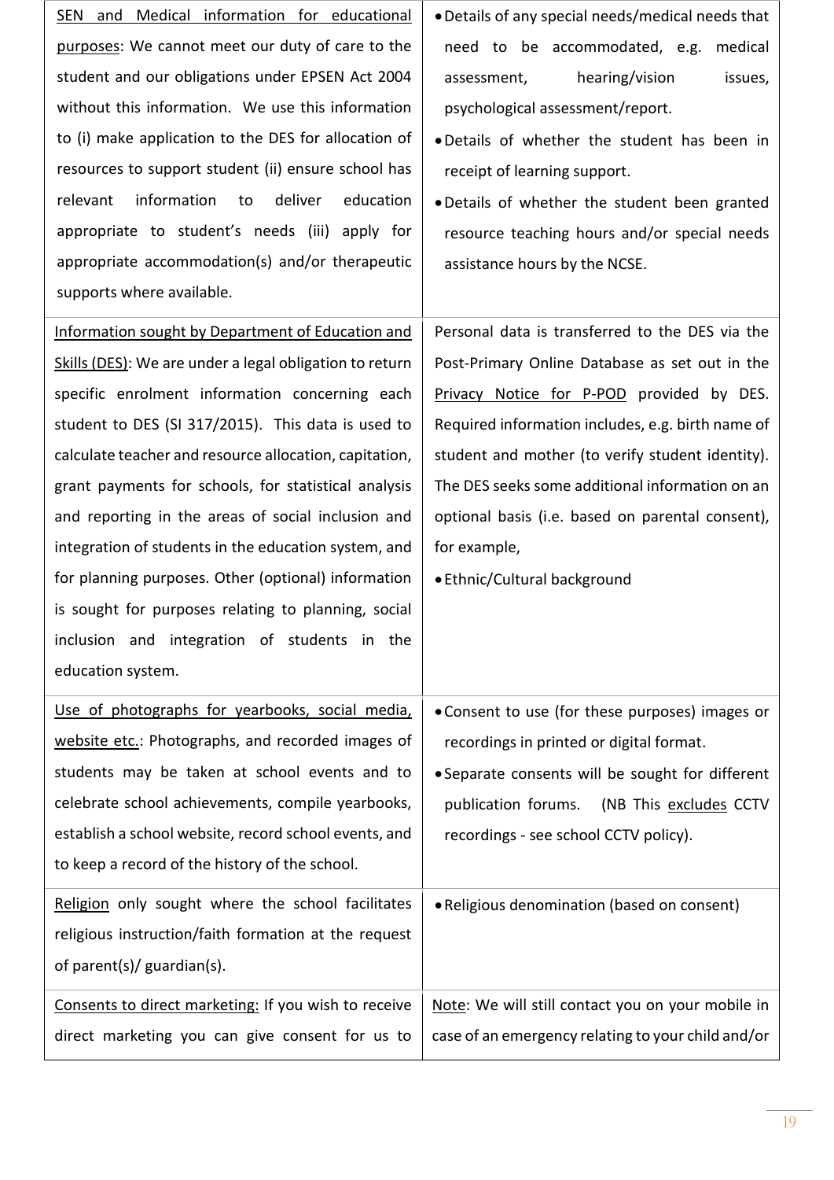| | |
|---|---|
| <u>SEN and Medical information for educational purposes</u>: We cannot meet our duty of care to the student and our obligations under EPSEN Act 2004 without this information. We use this information to (i) make application to the DES for allocation of resources to support student (ii) ensure school has relevant information to deliver education appropriate to student's needs (iii) apply for appropriate accommodation(s) and/or therapeutic supports where available. | • Details of any special needs/medical needs that need to be accommodated, e.g. medical assessment, hearing/vision issues, psychological assessment/report.<br>• Details of whether the student has been in receipt of learning support.<br>• Details of whether the student been granted resource teaching hours and/or special needs assistance hours by the NCSE. |
| <u>Information sought by Department of Education and Skills (DES)</u>: We are under a legal obligation to return specific enrolment information concerning each student to DES (SI 317/2015). This data is used to calculate teacher and resource allocation, capitation, grant payments for schools, for statistical analysis and reporting in the areas of social inclusion and integration of students in the education system, and for planning purposes. Other (optional) information is sought for purposes relating to planning, social inclusion and integration of students in the education system. | Personal data is transferred to the DES via the Post-Primary Online Database as set out in the <u>Privacy Notice for P-POD</u> provided by DES. Required information includes, e.g. birth name of student and mother (to verify student identity). The DES seeks some additional information on an optional basis (i.e. based on parental consent), for example,<br>• Ethnic/Cultural background |
| <u>Use of photographs for yearbooks, social media, website etc.</u>: Photographs, and recorded images of students may be taken at school events and to celebrate school achievements, compile yearbooks, establish a school website, record school events, and to keep a record of the history of the school. | • Consent to use (for these purposes) images or recordings in printed or digital format.<br>• Separate consents will be sought for different publication forums. (NB This <u>excludes</u> CCTV recordings - see school CCTV policy). |
| <u>Religion</u> only sought where the school facilitates religious instruction/faith formation at the request of parent(s)/ guardian(s). | • Religious denomination (based on consent) |
| <u>Consents to direct marketing:</u> If you wish to receive direct marketing you can give consent for us to | <u>Note</u>: We will still contact you on your mobile in case of an emergency relating to your child and/or |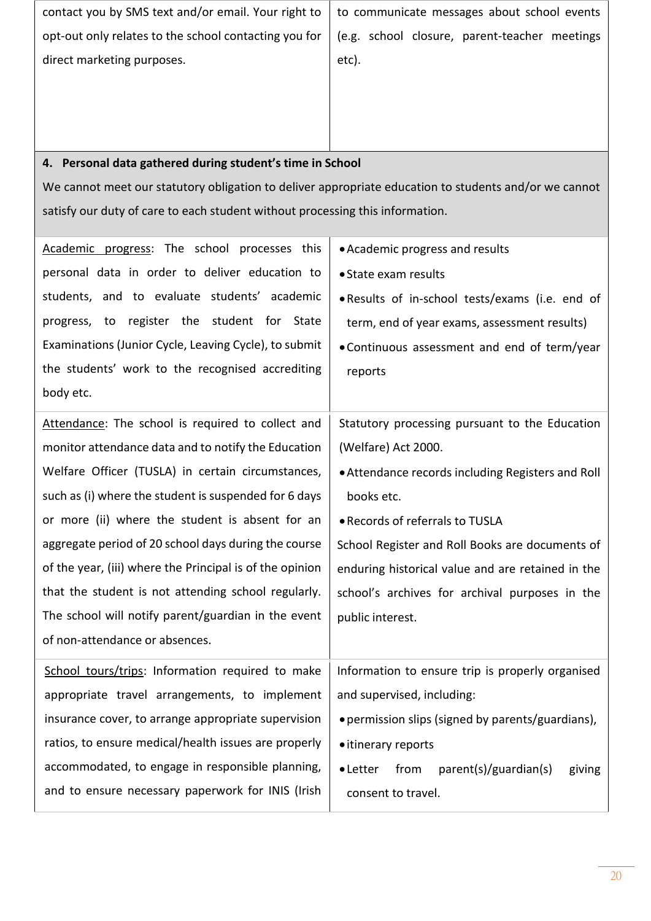| | |
|---|---|
| contact you by SMS text and/or email. Your right to opt-out only relates to the school contacting you for direct marketing purposes. | to communicate messages about school events (e.g. school closure, parent-teacher meetings etc). |
| **4. Personal data gathered during student's time in School** We cannot meet our statutory obligation to deliver appropriate education to students and/or we cannot satisfy our duty of care to each student without processing this information. | |
| <u>Academic progress</u>: The school processes this personal data in order to deliver education to students, and to evaluate students' academic progress, to register the student for State Examinations (Junior Cycle, Leaving Cycle), to submit the students' work to the recognised accrediting body etc. | • Academic progress and results<br>• State exam results<br>• Results of in-school tests/exams (i.e. end of term, end of year exams, assessment results)<br>• Continuous assessment and end of term/year reports |
| <u>Attendance</u>: The school is required to collect and monitor attendance data and to notify the Education Welfare Officer (TUSLA) in certain circumstances, such as (i) where the student is suspended for 6 days or more (ii) where the student is absent for an aggregate period of 20 school days during the course of the year, (iii) where the Principal is of the opinion that the student is not attending school regularly. The school will notify parent/guardian in the event of non-attendance or absences. | Statutory processing pursuant to the Education (Welfare) Act 2000.<br>• Attendance records including Registers and Roll books etc.<br>• Records of referrals to TUSLA<br>School Register and Roll Books are documents of enduring historical value and are retained in the school's archives for archival purposes in the public interest. |
| <u>School tours/trips</u>: Information required to make appropriate travel arrangements, to implement insurance cover, to arrange appropriate supervision ratios, to ensure medical/health issues are properly accommodated, to engage in responsible planning, and to ensure necessary paperwork for INIS (Irish | Information to ensure trip is properly organised and supervised, including:<br>• permission slips (signed by parents/guardians),<br>• itinerary reports<br>• Letter from parent(s)/guardian(s) giving consent to travel. |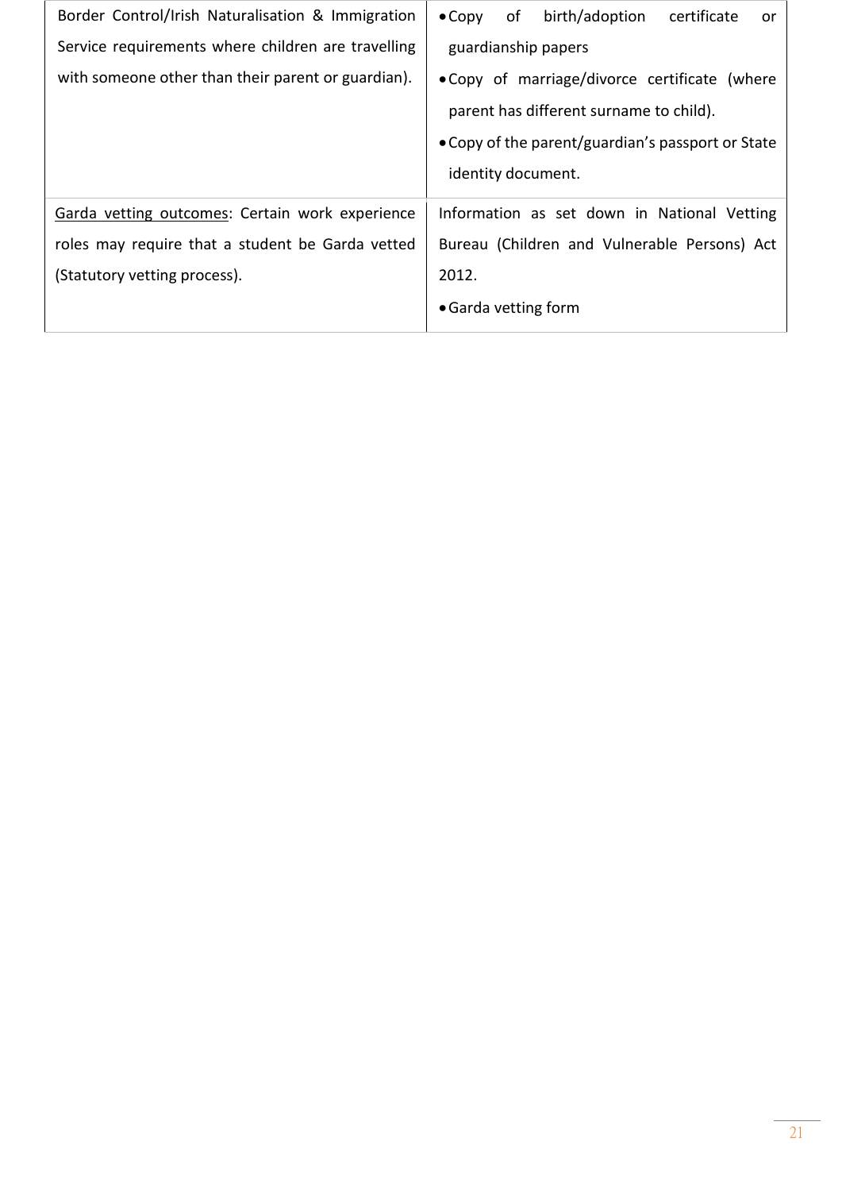| | |
|---|---|
| Border Control/Irish Naturalisation & Immigration Service requirements where children are travelling with someone other than their parent or guardian). | • Copy of birth/adoption certificate or guardianship papers<br>• Copy of marriage/divorce certificate (where parent has different surname to child).<br>• Copy of the parent/guardian's passport or State identity document. |
| Garda vetting outcomes: Certain work experience roles may require that a student be Garda vetted (Statutory vetting process). | Information as set down in National Vetting Bureau (Children and Vulnerable Persons) Act 2012.<br>• Garda vetting form |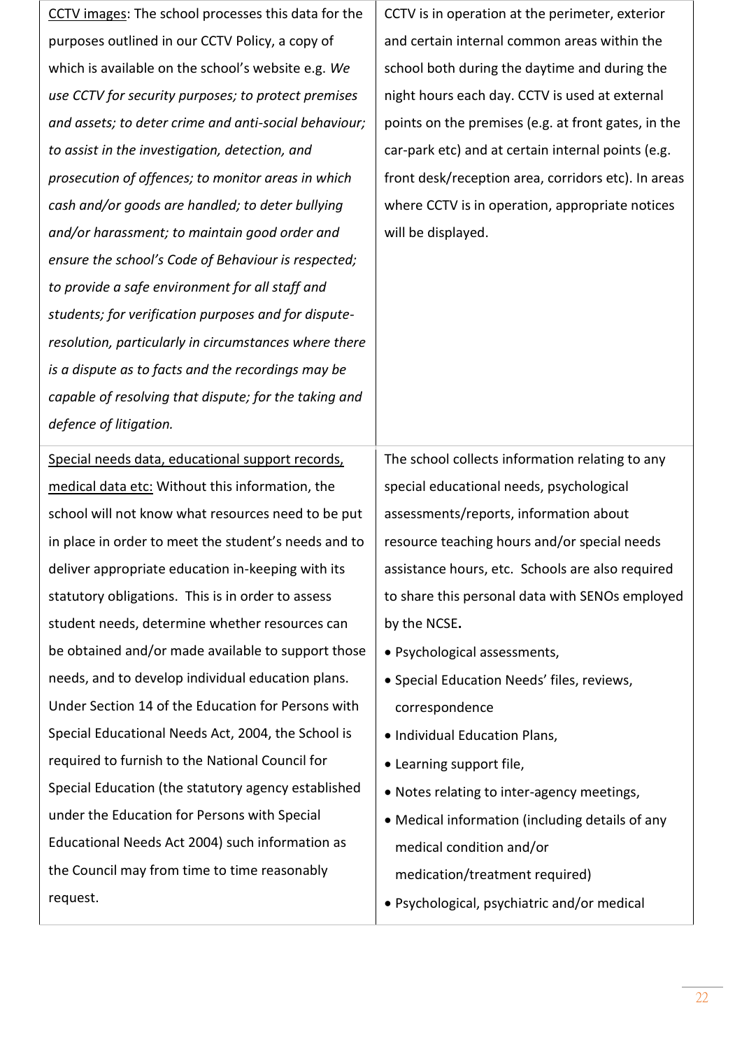| | |
|---|---|
| <u>CCTV images</u>: The school processes this data for the purposes outlined in our CCTV Policy, a copy of which is available on the school's website e.g. *We use CCTV for security purposes; to protect premises and assets; to deter crime and anti-social behaviour; to assist in the investigation, detection, and prosecution of offences; to monitor areas in which cash and/or goods are handled; to deter bullying and/or harassment; to maintain good order and ensure the school's Code of Behaviour is respected; to provide a safe environment for all staff and students; for verification purposes and for dispute-resolution, particularly in circumstances where there is a dispute as to facts and the recordings may be capable of resolving that dispute; for the taking and defence of litigation.* | CCTV is in operation at the perimeter, exterior and certain internal common areas within the school both during the daytime and during the night hours each day. CCTV is used at external points on the premises (e.g. at front gates, in the car-park etc) and at certain internal points (e.g. front desk/reception area, corridors etc). In areas where CCTV is in operation, appropriate notices will be displayed. |
| <u>Special needs data, educational support records, medical data etc:</u> Without this information, the school will not know what resources need to be put in place in order to meet the student's needs and to deliver appropriate education in-keeping with its statutory obligations. This is in order to assess student needs, determine whether resources can be obtained and/or made available to support those needs, and to develop individual education plans. Under Section 14 of the Education for Persons with Special Educational Needs Act, 2004, the School is required to furnish to the National Council for Special Education (the statutory agency established under the Education for Persons with Special Educational Needs Act 2004) such information as the Council may from time to time reasonably request. | The school collects information relating to any special educational needs, psychological assessments/reports, information about resource teaching hours and/or special needs assistance hours, etc. Schools are also required to share this personal data with SENOs employed by the NCSE.<br>• Psychological assessments,<br>• Special Education Needs' files, reviews, correspondence<br>• Individual Education Plans,<br>• Learning support file,<br>• Notes relating to inter-agency meetings,<br>• Medical information (including details of any medical condition and/or medication/treatment required)<br>• Psychological, psychiatric and/or medical |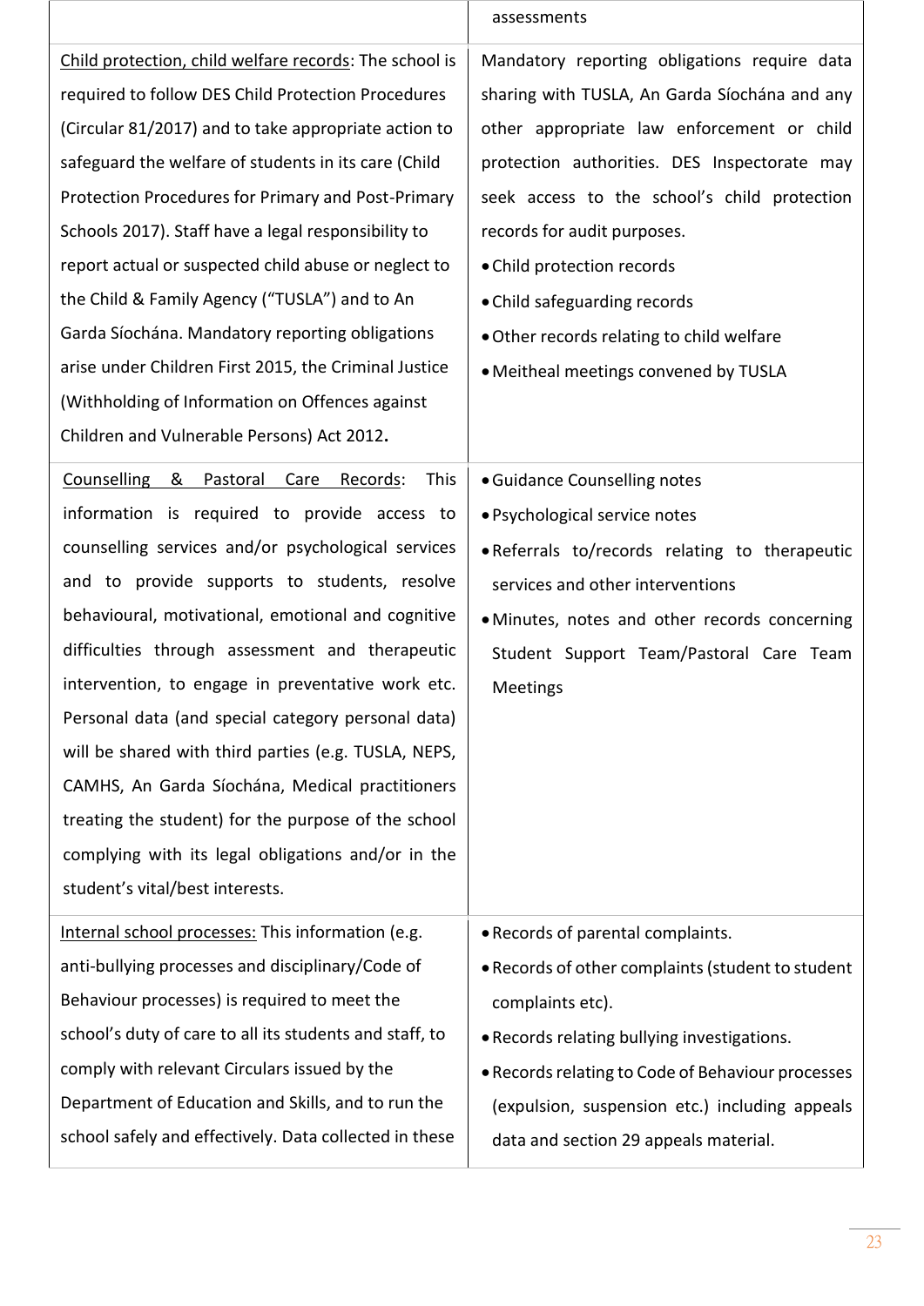| | |
|---|---|
| | assessments |
| <u>Child protection, child welfare records</u>: The school is required to follow DES Child Protection Procedures (Circular 81/2017) and to take appropriate action to safeguard the welfare of students in its care (Child Protection Procedures for Primary and Post-Primary Schools 2017). Staff have a legal responsibility to report actual or suspected child abuse or neglect to the Child & Family Agency ("TUSLA") and to An Garda Síochána. Mandatory reporting obligations arise under Children First 2015, the Criminal Justice (Withholding of Information on Offences against Children and Vulnerable Persons) Act 2012**.** | Mandatory reporting obligations require data sharing with TUSLA, An Garda Síochána and any other appropriate law enforcement or child protection authorities. DES Inspectorate may seek access to the school's child protection records for audit purposes.<br>• Child protection records<br>• Child safeguarding records<br>• Other records relating to child welfare<br>• Meitheal meetings convened by TUSLA |
| <u>Counselling & Pastoral Care Records</u>: This information is required to provide access to counselling services and/or psychological services and to provide supports to students, resolve behavioural, motivational, emotional and cognitive difficulties through assessment and therapeutic intervention, to engage in preventative work etc. Personal data (and special category personal data) will be shared with third parties (e.g. TUSLA, NEPS, CAMHS, An Garda Síochána, Medical practitioners treating the student) for the purpose of the school complying with its legal obligations and/or in the student's vital/best interests. | • Guidance Counselling notes<br>• Psychological service notes<br>• Referrals to/records relating to therapeutic services and other interventions<br>• Minutes, notes and other records concerning Student Support Team/Pastoral Care Team Meetings |
| <u>Internal school processes:</u> This information (e.g. anti-bullying processes and disciplinary/Code of Behaviour processes) is required to meet the school's duty of care to all its students and staff, to comply with relevant Circulars issued by the Department of Education and Skills, and to run the school safely and effectively. Data collected in these | • Records of parental complaints.<br>• Records of other complaints (student to student complaints etc).<br>• Records relating bullying investigations.<br>• Records relating to Code of Behaviour processes (expulsion, suspension etc.) including appeals data and section 29 appeals material. |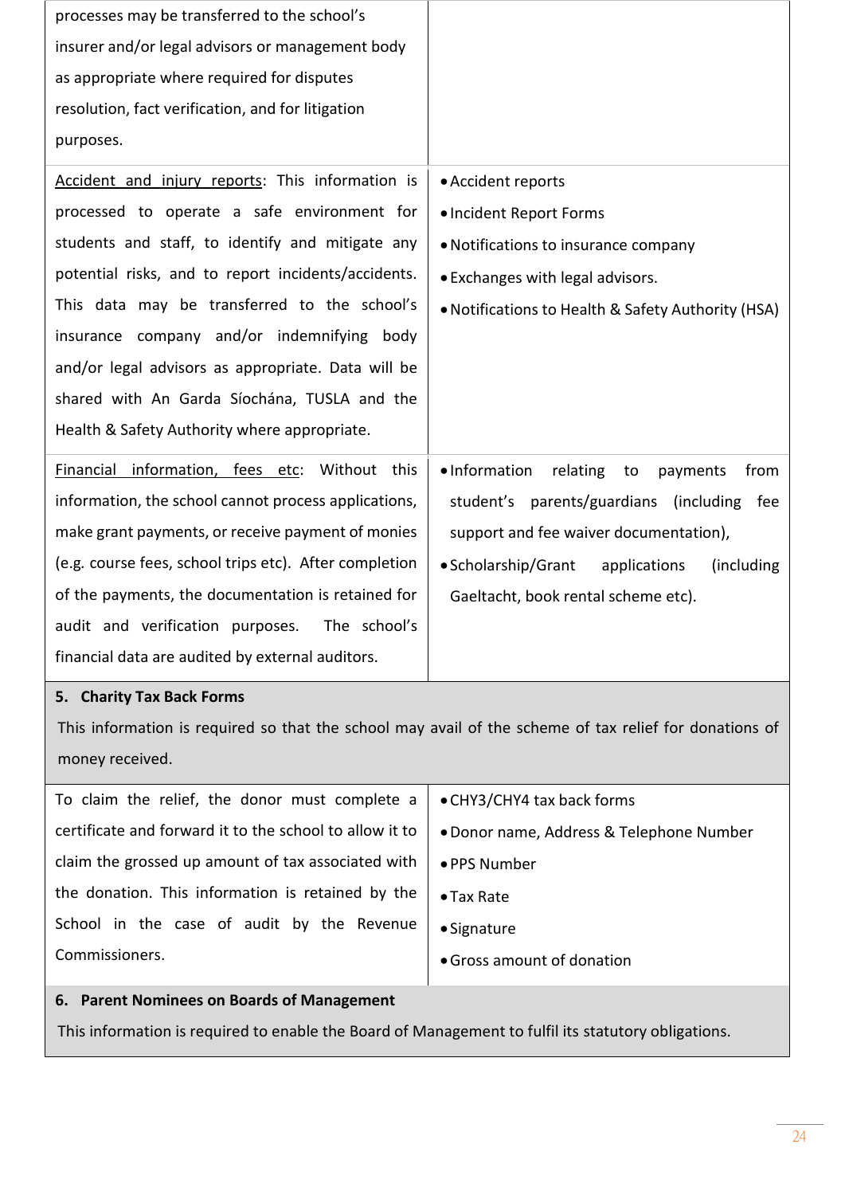| | |
|---|---|
| processes may be transferred to the school's insurer and/or legal advisors or management body as appropriate where required for disputes resolution, fact verification, and for litigation purposes. | |
| <u>Accident and injury reports</u>: This information is processed to operate a safe environment for students and staff, to identify and mitigate any potential risks, and to report incidents/accidents. This data may be transferred to the school's insurance company and/or indemnifying body and/or legal advisors as appropriate. Data will be shared with An Garda Síochána, TUSLA and the Health & Safety Authority where appropriate. | • Accident reports<br>• Incident Report Forms<br>• Notifications to insurance company<br>• Exchanges with legal advisors.<br>• Notifications to Health & Safety Authority (HSA) |
| <u>Financial information, fees etc</u>: Without this information, the school cannot process applications, make grant payments, or receive payment of monies (e.g. course fees, school trips etc). After completion of the payments, the documentation is retained for audit and verification purposes. The school's financial data are audited by external auditors. | • Information relating to payments from student's parents/guardians (including fee support and fee waiver documentation),<br>• Scholarship/Grant applications (including Gaeltacht, book rental scheme etc). |
| **5. Charity Tax Back Forms**<br>This information is required so that the school may avail of the scheme of tax relief for donations of money received. | |
| To claim the relief, the donor must complete a certificate and forward it to the school to allow it to claim the grossed up amount of tax associated with the donation. This information is retained by the School in the case of audit by the Revenue Commissioners. | • CHY3/CHY4 tax back forms<br>• Donor name, Address & Telephone Number<br>• PPS Number<br>• Tax Rate<br>• Signature<br>• Gross amount of donation |
| **6. Parent Nominees on Boards of Management**<br>This information is required to enable the Board of Management to fulfil its statutory obligations. | |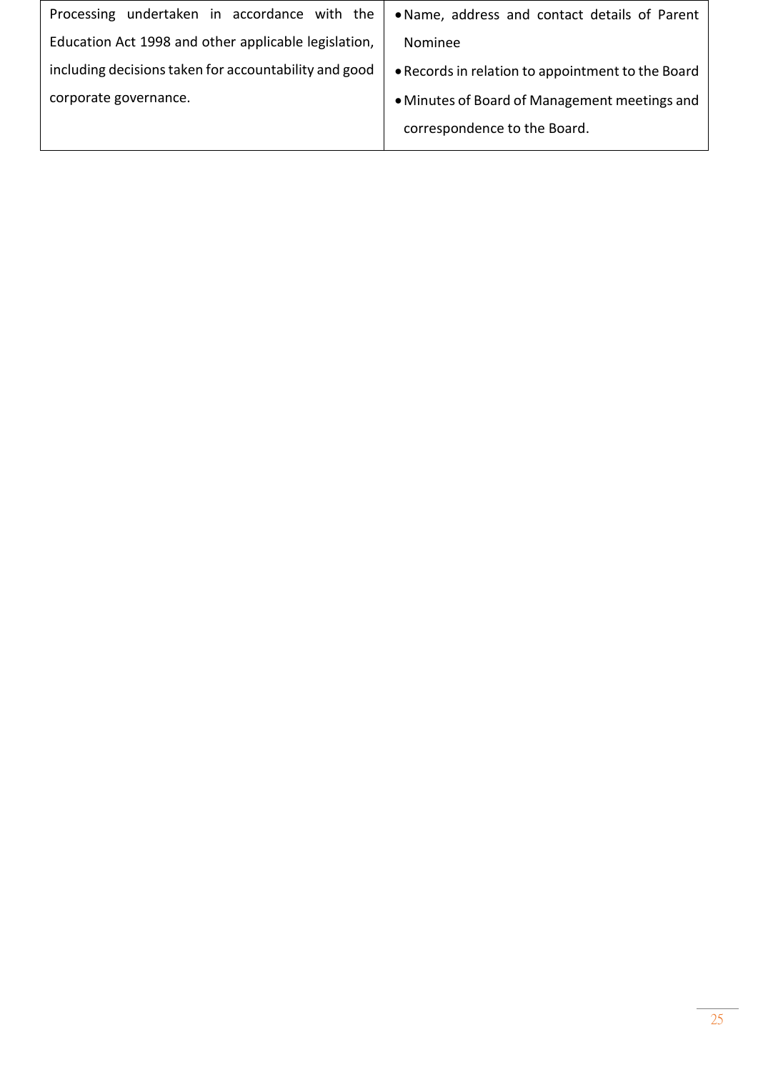| | |
|---|---|
| Processing undertaken in accordance with the Education Act 1998 and other applicable legislation, including decisions taken for accountability and good corporate governance. | • Name, address and contact details of Parent Nominee<br>• Records in relation to appointment to the Board<br>• Minutes of Board of Management meetings and correspondence to the Board. |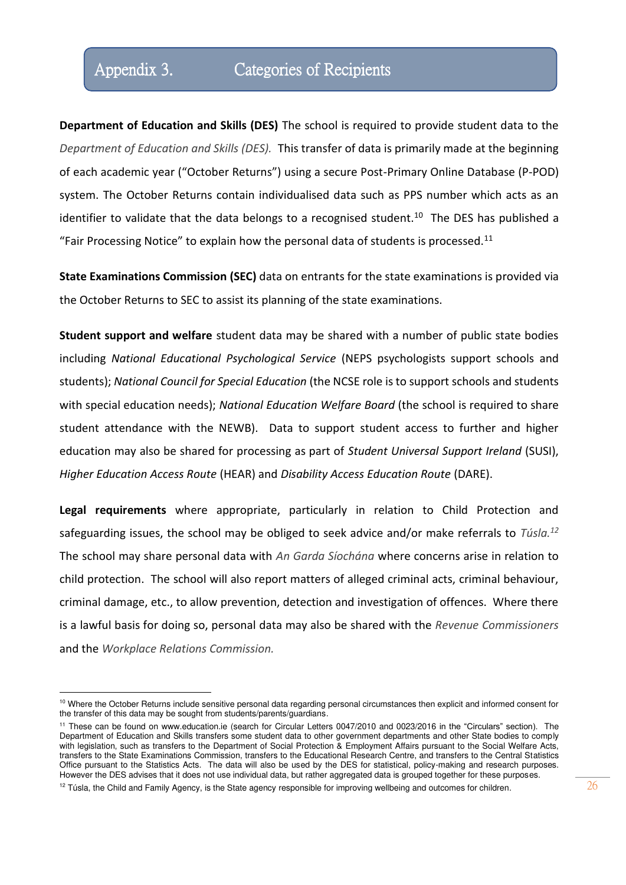## Appendix 3. Categories of Recipients

**Department of Education and Skills (DES)** The school is required to provide student data to the *Department of Education and Skills (DES).* This transfer of data is primarily made at the beginning of each academic year ("October Returns") using a secure Post-Primary Online Database (P-POD) system. The October Returns contain individualised data such as PPS number which acts as an identifier to validate that the data belongs to a recognised student.[10] The DES has published a "Fair Processing Notice" to explain how the personal data of students is processed.[11]

**State Examinations Commission (SEC)** data on entrants for the state examinations is provided via the October Returns to SEC to assist its planning of the state examinations.

**Student support and welfare** student data may be shared with a number of public state bodies including *National Educational Psychological Service* (NEPS psychologists support schools and students); *National Council for Special Education* (the NCSE role is to support schools and students with special education needs); *National Education Welfare Board* (the school is required to share student attendance with the NEWB). Data to support student access to further and higher education may also be shared for processing as part of *Student Universal Support Ireland* (SUSI), *Higher Education Access Route* (HEAR) and *Disability Access Education Route* (DARE).

**Legal requirements** where appropriate, particularly in relation to Child Protection and safeguarding issues, the school may be obliged to seek advice and/or make referrals to *Túsla.*[12] The school may share personal data with *An Garda Síochána* where concerns arise in relation to child protection. The school will also report matters of alleged criminal acts, criminal behaviour, criminal damage, etc., to allow prevention, detection and investigation of offences. Where there is a lawful basis for doing so, personal data may also be shared with the *Revenue Commissioners* and the *Workplace Relations Commission.*

---

[10] Where the October Returns include sensitive personal data regarding personal circumstances then explicit and informed consent for the transfer of this data may be sought from students/parents/guardians.

[11] These can be found on www.education.ie (search for Circular Letters 0047/2010 and 0023/2016 in the "Circulars" section). The Department of Education and Skills transfers some student data to other government departments and other State bodies to comply with legislation, such as transfers to the Department of Social Protection & Employment Affairs pursuant to the Social Welfare Acts, transfers to the State Examinations Commission, transfers to the Educational Research Centre, and transfers to the Central Statistics Office pursuant to the Statistics Acts. The data will also be used by the DES for statistical, policy-making and research purposes. However the DES advises that it does not use individual data, but rather aggregated data is grouped together for these purposes.

[12] Túsla, the Child and Family Agency, is the State agency responsible for improving wellbeing and outcomes for children.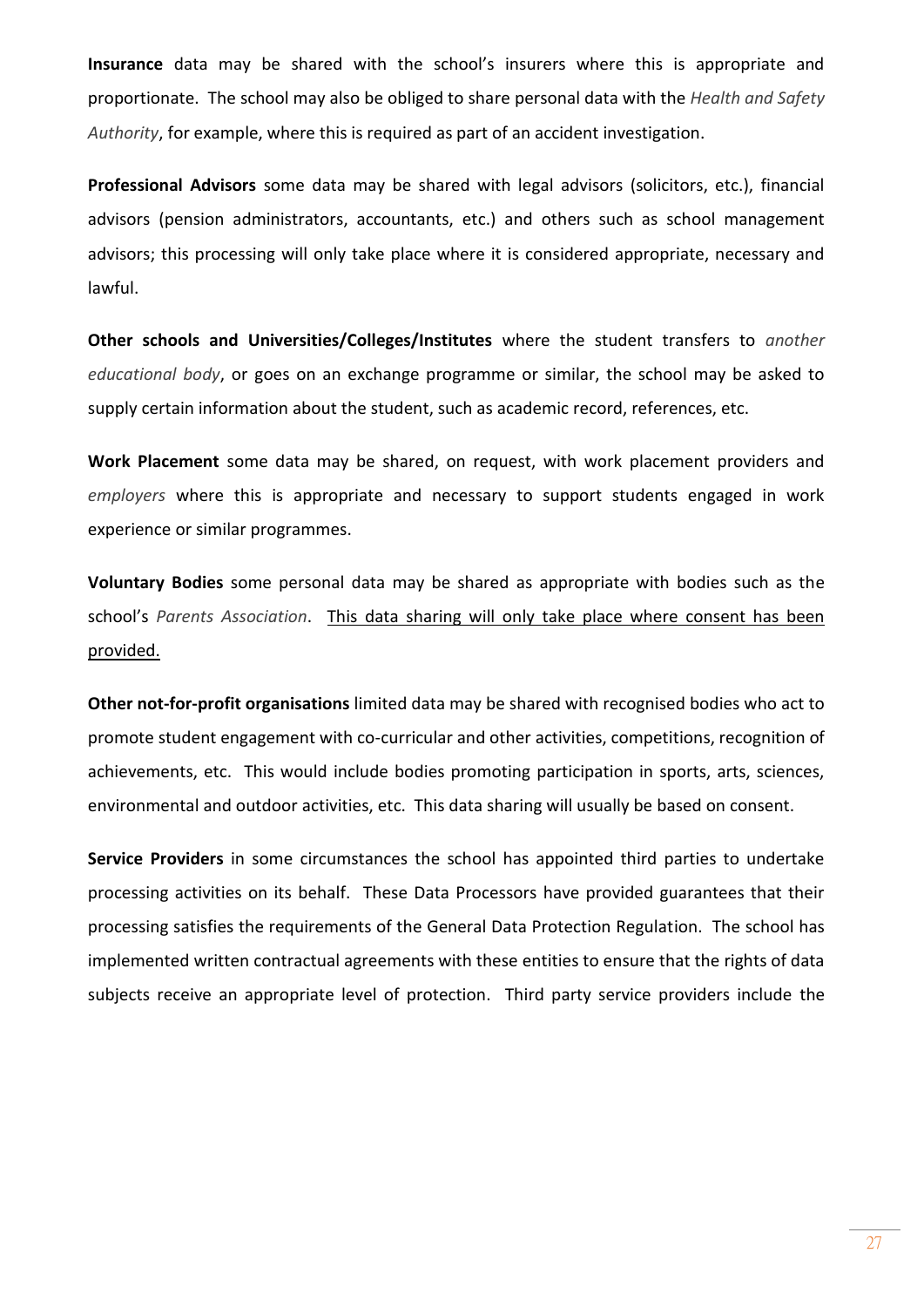**Insurance** data may be shared with the school's insurers where this is appropriate and proportionate. The school may also be obliged to share personal data with the *Health and Safety Authority*, for example, where this is required as part of an accident investigation.

**Professional Advisors** some data may be shared with legal advisors (solicitors, etc.), financial advisors (pension administrators, accountants, etc.) and others such as school management advisors; this processing will only take place where it is considered appropriate, necessary and lawful.

**Other schools and Universities/Colleges/Institutes** where the student transfers to *another educational body*, or goes on an exchange programme or similar, the school may be asked to supply certain information about the student, such as academic record, references, etc.

**Work Placement** some data may be shared, on request, with work placement providers and *employers* where this is appropriate and necessary to support students engaged in work experience or similar programmes.

**Voluntary Bodies** some personal data may be shared as appropriate with bodies such as the school's *Parents Association*. <u>This data sharing will only take place where consent has been provided.</u>

**Other not-for-profit organisations** limited data may be shared with recognised bodies who act to promote student engagement with co-curricular and other activities, competitions, recognition of achievements, etc. This would include bodies promoting participation in sports, arts, sciences, environmental and outdoor activities, etc. This data sharing will usually be based on consent.

**Service Providers** in some circumstances the school has appointed third parties to undertake processing activities on its behalf. These Data Processors have provided guarantees that their processing satisfies the requirements of the General Data Protection Regulation. The school has implemented written contractual agreements with these entities to ensure that the rights of data subjects receive an appropriate level of protection. Third party service providers include the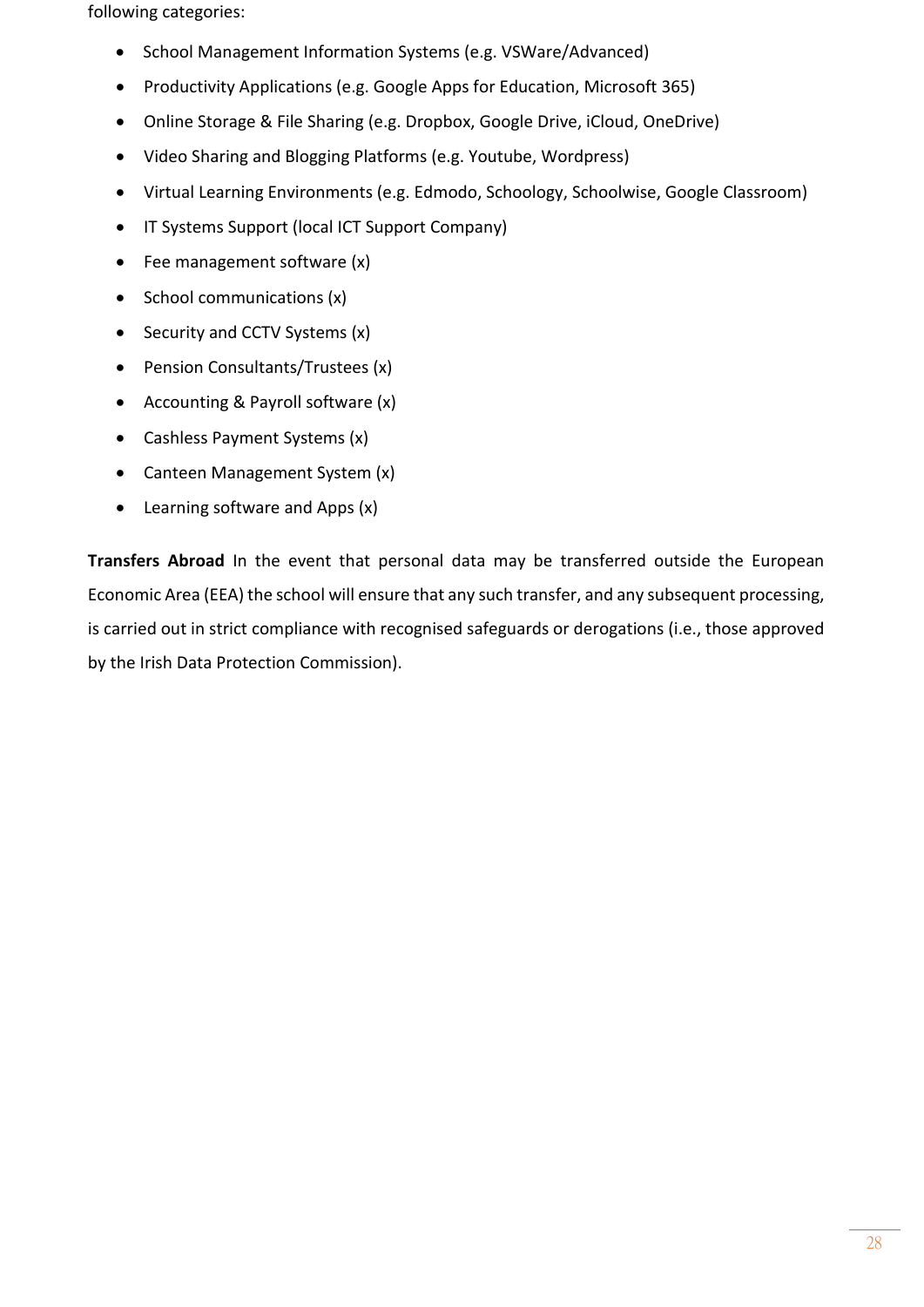following categories:

- School Management Information Systems (e.g. VSWare/Advanced)
- Productivity Applications (e.g. Google Apps for Education, Microsoft 365)
- Online Storage & File Sharing (e.g. Dropbox, Google Drive, iCloud, OneDrive)
- Video Sharing and Blogging Platforms (e.g. Youtube, Wordpress)
- Virtual Learning Environments (e.g. Edmodo, Schoology, Schoolwise, Google Classroom)
- IT Systems Support (local ICT Support Company)
- Fee management software (x)
- School communications (x)
- Security and CCTV Systems (x)
- Pension Consultants/Trustees (x)
- Accounting & Payroll software (x)
- Cashless Payment Systems (x)
- Canteen Management System (x)
- Learning software and Apps (x)

**Transfers Abroad** In the event that personal data may be transferred outside the European Economic Area (EEA) the school will ensure that any such transfer, and any subsequent processing, is carried out in strict compliance with recognised safeguards or derogations (i.e., those approved by the Irish Data Protection Commission).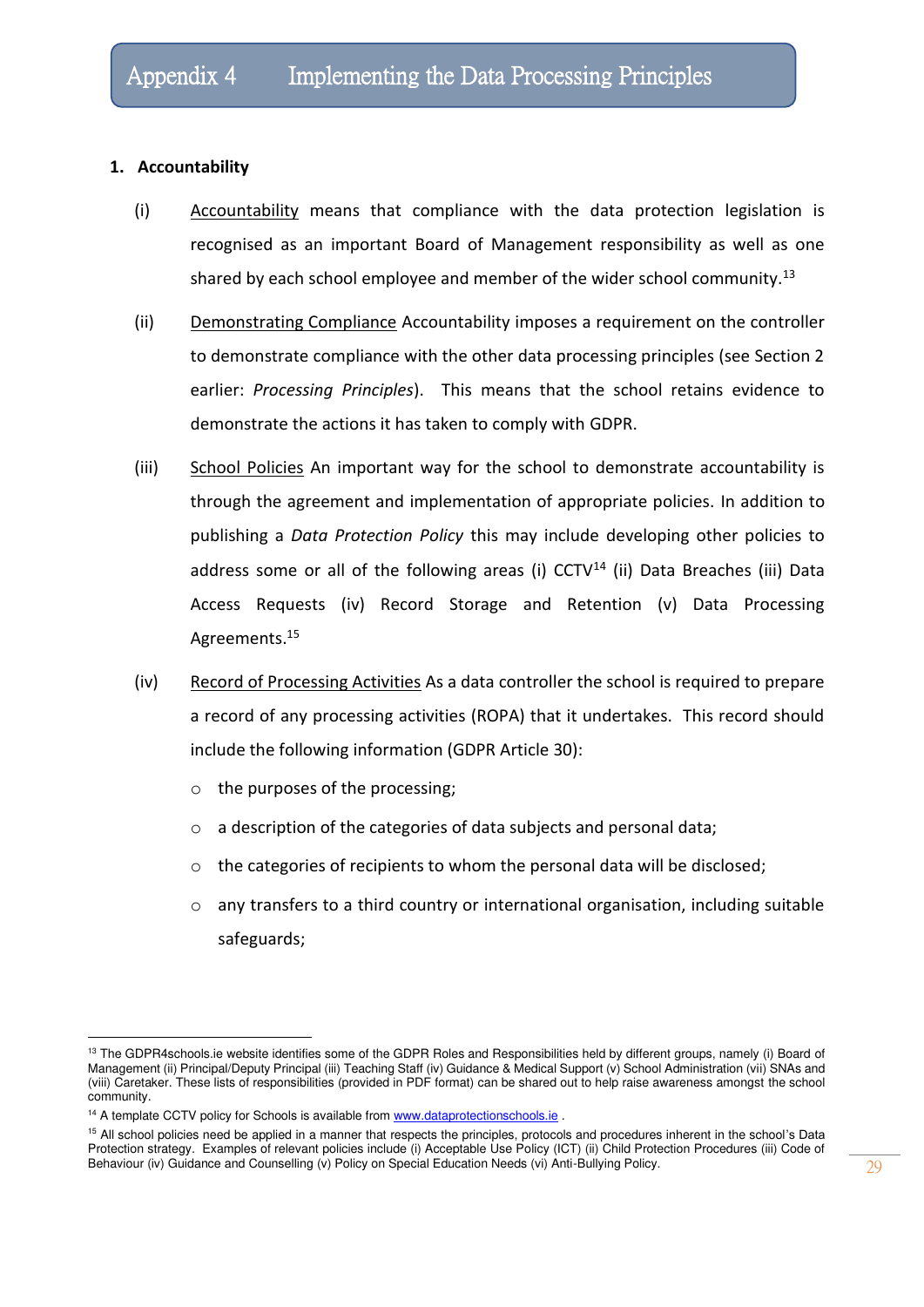# Appendix 4 Implementing the Data Processing Principles

## 1. Accountability

(i) Accountability means that compliance with the data protection legislation is recognised as an important Board of Management responsibility as well as one shared by each school employee and member of the wider school community.[13]

(ii) Demonstrating Compliance Accountability imposes a requirement on the controller to demonstrate compliance with the other data processing principles (see Section 2 earlier: *Processing Principles*). This means that the school retains evidence to demonstrate the actions it has taken to comply with GDPR.

(iii) School Policies An important way for the school to demonstrate accountability is through the agreement and implementation of appropriate policies. In addition to publishing a *Data Protection Policy* this may include developing other policies to address some or all of the following areas (i) CCTV[14] (ii) Data Breaches (iii) Data Access Requests (iv) Record Storage and Retention (v) Data Processing Agreements.[15]

(iv) Record of Processing Activities As a data controller the school is required to prepare a record of any processing activities (ROPA) that it undertakes. This record should include the following information (GDPR Article 30):

- the purposes of the processing;
- a description of the categories of data subjects and personal data;
- the categories of recipients to whom the personal data will be disclosed;
- any transfers to a third country or international organisation, including suitable safeguards;

---

[13] The GDPR4schools.ie website identifies some of the GDPR Roles and Responsibilities held by different groups, namely (i) Board of Management (ii) Principal/Deputy Principal (iii) Teaching Staff (iv) Guidance & Medical Support (v) School Administration (vii) SNAs and (viii) Caretaker. These lists of responsibilities (provided in PDF format) can be shared out to help raise awareness amongst the school community.

[14] A template CCTV policy for Schools is available from www.dataprotectionschools.ie .

[15] All school policies need be applied in a manner that respects the principles, protocols and procedures inherent in the school's Data Protection strategy. Examples of relevant policies include (i) Acceptable Use Policy (ICT) (ii) Child Protection Procedures (iii) Code of Behaviour (iv) Guidance and Counselling (v) Policy on Special Education Needs (vi) Anti-Bullying Policy.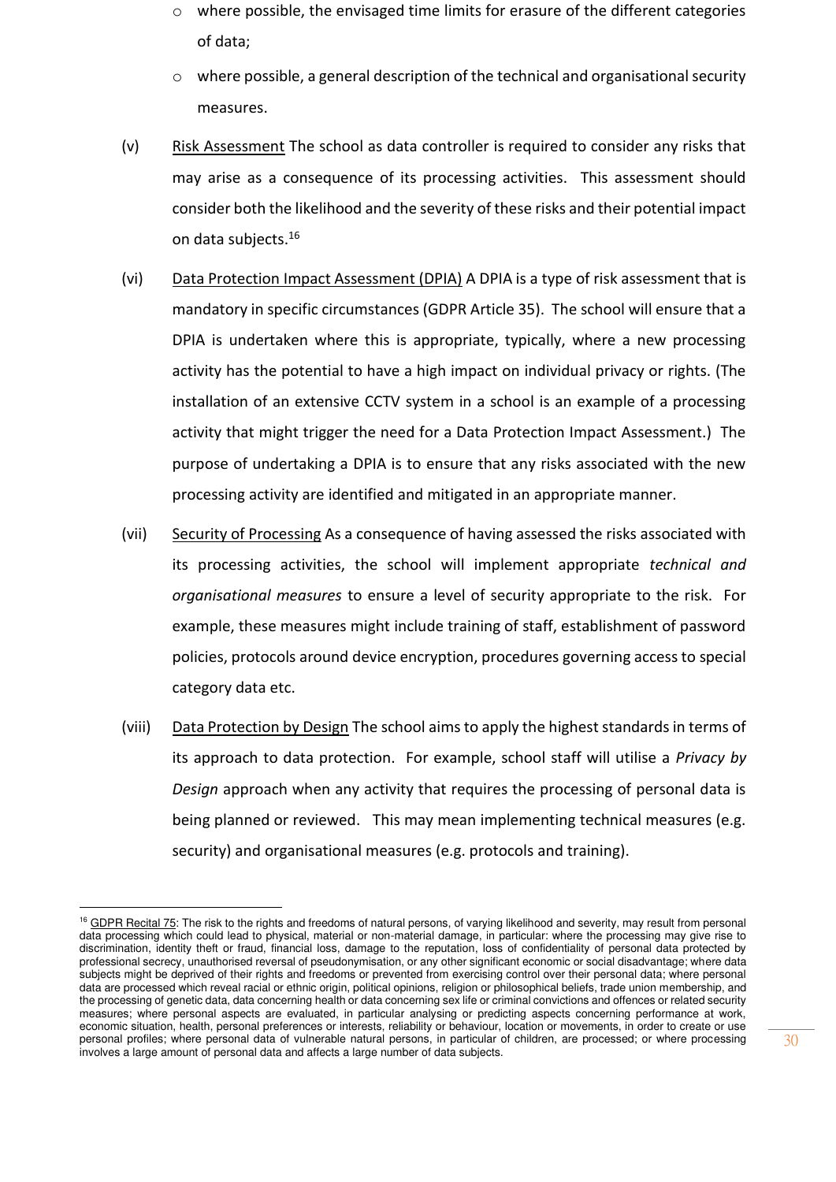- where possible, the envisaged time limits for erasure of the different categories of data;
- where possible, a general description of the technical and organisational security measures.

(v) Risk Assessment The school as data controller is required to consider any risks that may arise as a consequence of its processing activities. This assessment should consider both the likelihood and the severity of these risks and their potential impact on data subjects.[16]

(vi) Data Protection Impact Assessment (DPIA) A DPIA is a type of risk assessment that is mandatory in specific circumstances (GDPR Article 35). The school will ensure that a DPIA is undertaken where this is appropriate, typically, where a new processing activity has the potential to have a high impact on individual privacy or rights. (The installation of an extensive CCTV system in a school is an example of a processing activity that might trigger the need for a Data Protection Impact Assessment.) The purpose of undertaking a DPIA is to ensure that any risks associated with the new processing activity are identified and mitigated in an appropriate manner.

(vii) Security of Processing As a consequence of having assessed the risks associated with its processing activities, the school will implement appropriate *technical and organisational measures* to ensure a level of security appropriate to the risk. For example, these measures might include training of staff, establishment of password policies, protocols around device encryption, procedures governing access to special category data etc.

(viii) Data Protection by Design The school aims to apply the highest standards in terms of its approach to data protection. For example, school staff will utilise a *Privacy by Design* approach when any activity that requires the processing of personal data is being planned or reviewed. This may mean implementing technical measures (e.g. security) and organisational measures (e.g. protocols and training).

---

[16] GDPR Recital 75: The risk to the rights and freedoms of natural persons, of varying likelihood and severity, may result from personal data processing which could lead to physical, material or non-material damage, in particular: where the processing may give rise to discrimination, identity theft or fraud, financial loss, damage to the reputation, loss of confidentiality of personal data protected by professional secrecy, unauthorised reversal of pseudonymisation, or any other significant economic or social disadvantage; where data subjects might be deprived of their rights and freedoms or prevented from exercising control over their personal data; where personal data are processed which reveal racial or ethnic origin, political opinions, religion or philosophical beliefs, trade union membership, and the processing of genetic data, data concerning health or data concerning sex life or criminal convictions and offences or related security measures; where personal aspects are evaluated, in particular analysing or predicting aspects concerning performance at work, economic situation, health, personal preferences or interests, reliability or behaviour, location or movements, in order to create or use personal profiles; where personal data of vulnerable natural persons, in particular of children, are processed; or where processing involves a large amount of personal data and affects a large number of data subjects.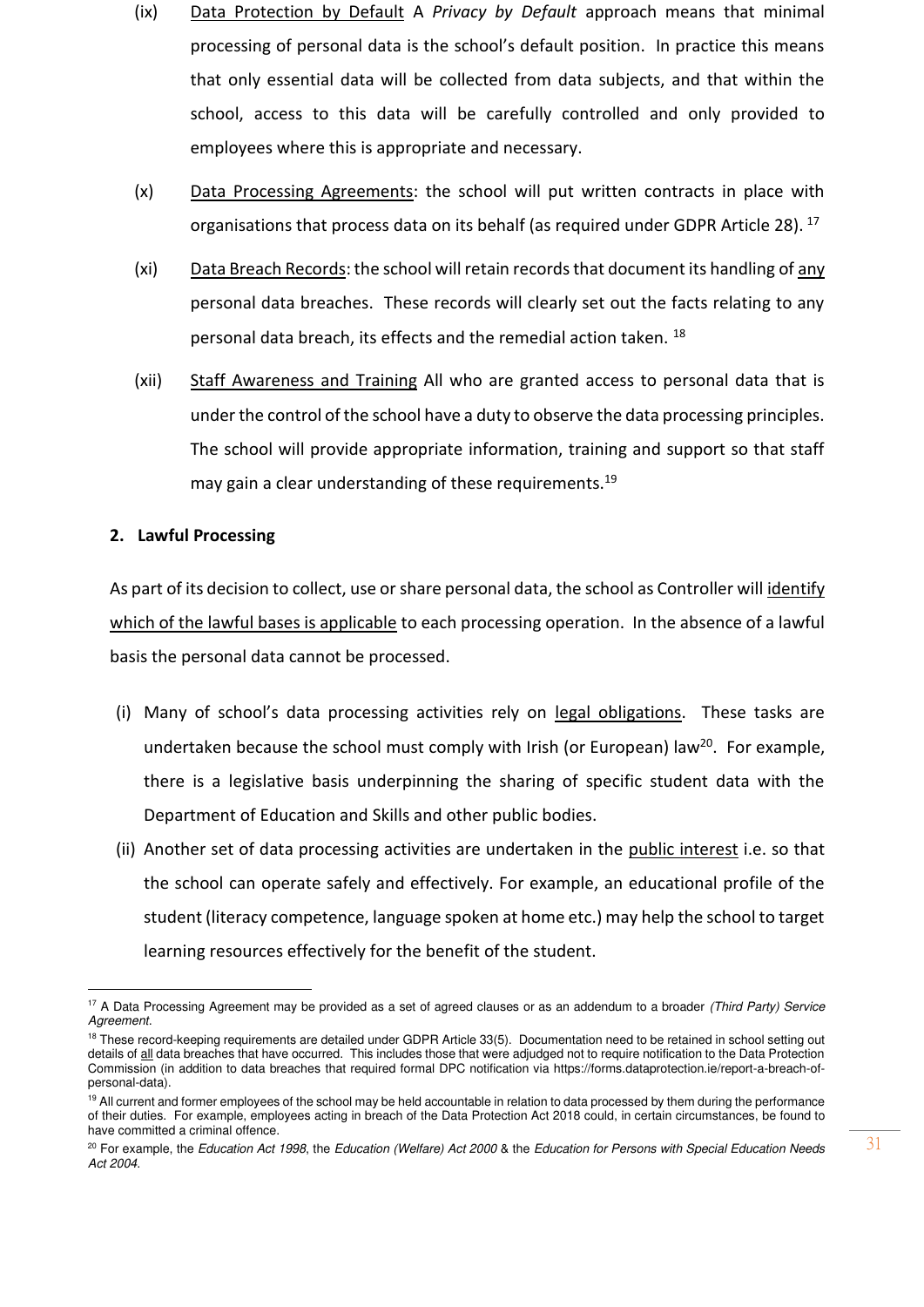(ix) Data Protection by Default A *Privacy by Default* approach means that minimal processing of personal data is the school's default position. In practice this means that only essential data will be collected from data subjects, and that within the school, access to this data will be carefully controlled and only provided to employees where this is appropriate and necessary.

(x) Data Processing Agreements: the school will put written contracts in place with organisations that process data on its behalf (as required under GDPR Article 28). [17]

(xi) Data Breach Records: the school will retain records that document its handling of any personal data breaches. These records will clearly set out the facts relating to any personal data breach, its effects and the remedial action taken. [18]

(xii) Staff Awareness and Training All who are granted access to personal data that is under the control of the school have a duty to observe the data processing principles. The school will provide appropriate information, training and support so that staff may gain a clear understanding of these requirements.[19]

**2. Lawful Processing**

As part of its decision to collect, use or share personal data, the school as Controller will identify which of the lawful bases is applicable to each processing operation. In the absence of a lawful basis the personal data cannot be processed.

(i) Many of school's data processing activities rely on legal obligations. These tasks are undertaken because the school must comply with Irish (or European) law[20]. For example, there is a legislative basis underpinning the sharing of specific student data with the Department of Education and Skills and other public bodies.

(ii) Another set of data processing activities are undertaken in the public interest i.e. so that the school can operate safely and effectively. For example, an educational profile of the student (literacy competence, language spoken at home etc.) may help the school to target learning resources effectively for the benefit of the student.

---

[17] A Data Processing Agreement may be provided as a set of agreed clauses or as an addendum to a broader *(Third Party) Service Agreement*.

[18] These record-keeping requirements are detailed under GDPR Article 33(5). Documentation need to be retained in school setting out details of all data breaches that have occurred. This includes those that were adjudged not to require notification to the Data Protection Commission (in addition to data breaches that required formal DPC notification via https://forms.dataprotection.ie/report-a-breach-of-personal-data).

[19] All current and former employees of the school may be held accountable in relation to data processed by them during the performance of their duties. For example, employees acting in breach of the Data Protection Act 2018 could, in certain circumstances, be found to have committed a criminal offence.

[20] For example, the *Education Act 1998*, the *Education (Welfare) Act 2000* & the *Education for Persons with Special Education Needs Act 2004*.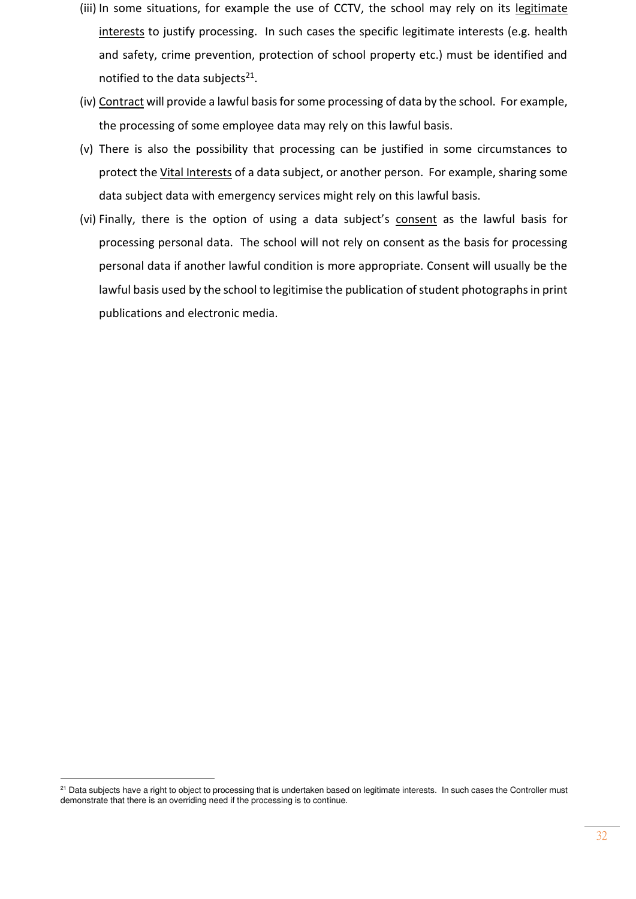(iii) In some situations, for example the use of CCTV, the school may rely on its legitimate interests to justify processing. In such cases the specific legitimate interests (e.g. health and safety, crime prevention, protection of school property etc.) must be identified and notified to the data subjects[21].

(iv) Contract will provide a lawful basis for some processing of data by the school. For example, the processing of some employee data may rely on this lawful basis.

(v) There is also the possibility that processing can be justified in some circumstances to protect the Vital Interests of a data subject, or another person. For example, sharing some data subject data with emergency services might rely on this lawful basis.

(vi) Finally, there is the option of using a data subject's consent as the lawful basis for processing personal data. The school will not rely on consent as the basis for processing personal data if another lawful condition is more appropriate. Consent will usually be the lawful basis used by the school to legitimise the publication of student photographs in print publications and electronic media.

---

[21] Data subjects have a right to object to processing that is undertaken based on legitimate interests. In such cases the Controller must demonstrate that there is an overriding need if the processing is to continue.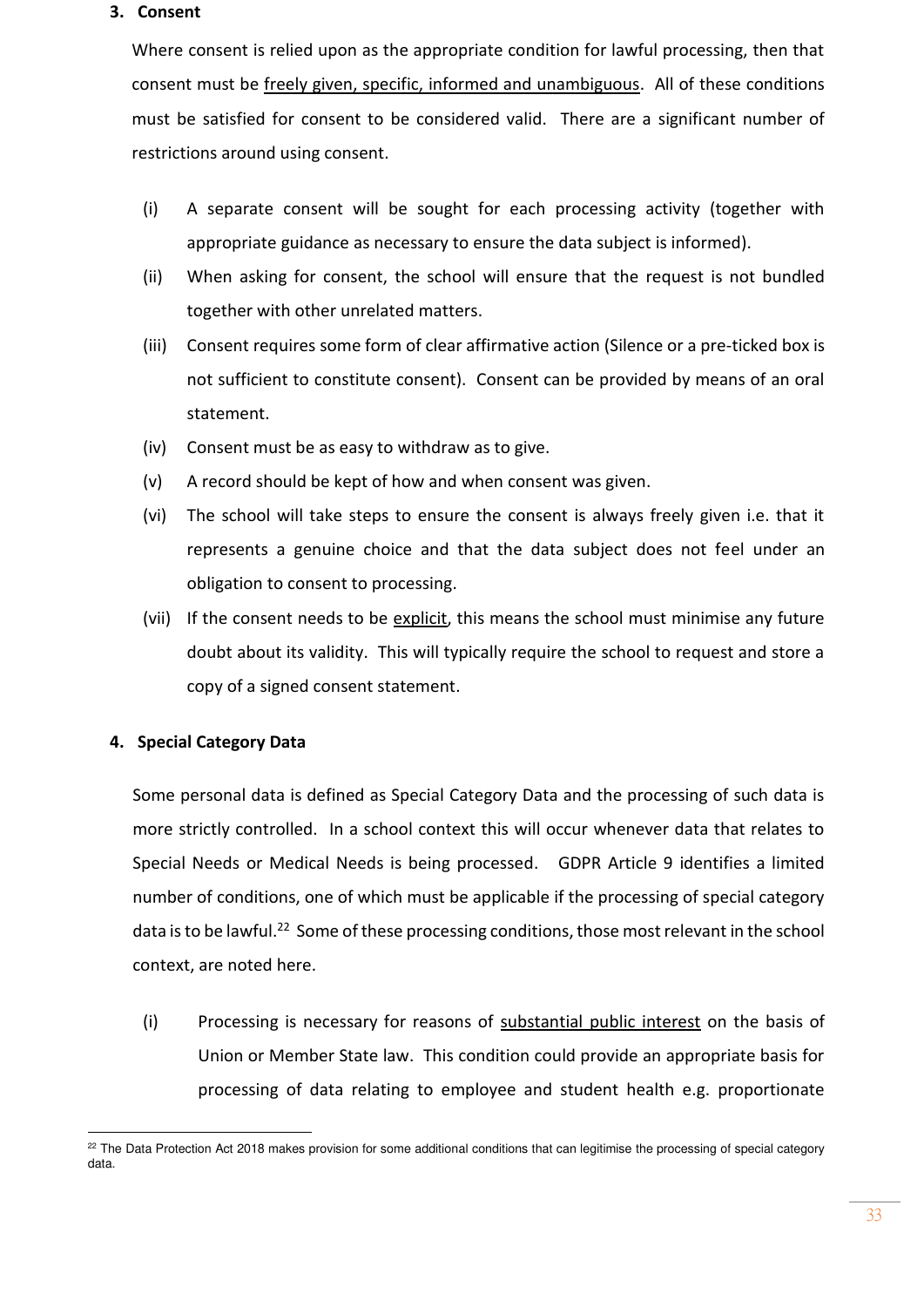### 3. Consent

Where consent is relied upon as the appropriate condition for lawful processing, then that consent must be freely given, specific, informed and unambiguous. All of these conditions must be satisfied for consent to be considered valid. There are a significant number of restrictions around using consent.

(i) A separate consent will be sought for each processing activity (together with appropriate guidance as necessary to ensure the data subject is informed).

(ii) When asking for consent, the school will ensure that the request is not bundled together with other unrelated matters.

(iii) Consent requires some form of clear affirmative action (Silence or a pre-ticked box is not sufficient to constitute consent). Consent can be provided by means of an oral statement.

(iv) Consent must be as easy to withdraw as to give.

(v) A record should be kept of how and when consent was given.

(vi) The school will take steps to ensure the consent is always freely given i.e. that it represents a genuine choice and that the data subject does not feel under an obligation to consent to processing.

(vii) If the consent needs to be explicit, this means the school must minimise any future doubt about its validity. This will typically require the school to request and store a copy of a signed consent statement.

### 4. Special Category Data

Some personal data is defined as Special Category Data and the processing of such data is more strictly controlled. In a school context this will occur whenever data that relates to Special Needs or Medical Needs is being processed. GDPR Article 9 identifies a limited number of conditions, one of which must be applicable if the processing of special category data is to be lawful.[22] Some of these processing conditions, those most relevant in the school context, are noted here.

(i) Processing is necessary for reasons of substantial public interest on the basis of Union or Member State law. This condition could provide an appropriate basis for processing of data relating to employee and student health e.g. proportionate

[22] The Data Protection Act 2018 makes provision for some additional conditions that can legitimise the processing of special category data.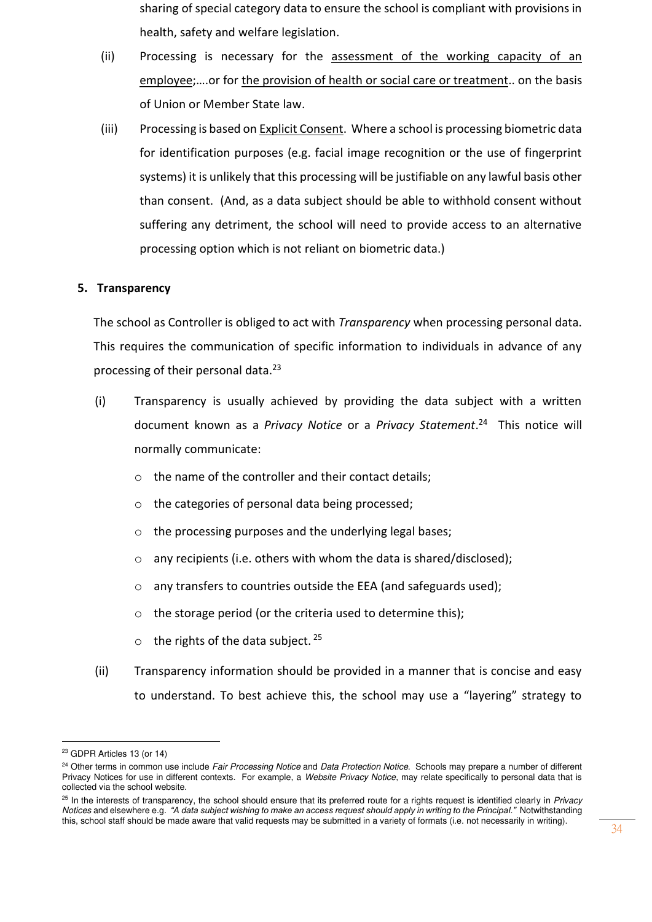sharing of special category data to ensure the school is compliant with provisions in health, safety and welfare legislation.

(ii) Processing is necessary for the assessment of the working capacity of an employee;….or for the provision of health or social care or treatment.. on the basis of Union or Member State law.

(iii) Processing is based on Explicit Consent. Where a school is processing biometric data for identification purposes (e.g. facial image recognition or the use of fingerprint systems) it is unlikely that this processing will be justifiable on any lawful basis other than consent. (And, as a data subject should be able to withhold consent without suffering any detriment, the school will need to provide access to an alternative processing option which is not reliant on biometric data.)

**5. Transparency**

The school as Controller is obliged to act with *Transparency* when processing personal data. This requires the communication of specific information to individuals in advance of any processing of their personal data.[23]

(i) Transparency is usually achieved by providing the data subject with a written document known as a *Privacy Notice* or a *Privacy Statement*.[24] This notice will normally communicate:

- the name of the controller and their contact details;
- the categories of personal data being processed;
- the processing purposes and the underlying legal bases;
- any recipients (i.e. others with whom the data is shared/disclosed);
- any transfers to countries outside the EEA (and safeguards used);
- the storage period (or the criteria used to determine this);
- the rights of the data subject. [25]

(ii) Transparency information should be provided in a manner that is concise and easy to understand. To best achieve this, the school may use a "layering" strategy to

---

[23] GDPR Articles 13 (or 14)

[24] Other terms in common use include *Fair Processing Notice* and *Data Protection Notice*. Schools may prepare a number of different Privacy Notices for use in different contexts. For example, a *Website Privacy Notice*, may relate specifically to personal data that is collected via the school website.

[25] In the interests of transparency, the school should ensure that its preferred route for a rights request is identified clearly in *Privacy Notices* and elsewhere e.g. *"A data subject wishing to make an access request should apply in writing to the Principal."* Notwithstanding this, school staff should be made aware that valid requests may be submitted in a variety of formats (i.e. not necessarily in writing).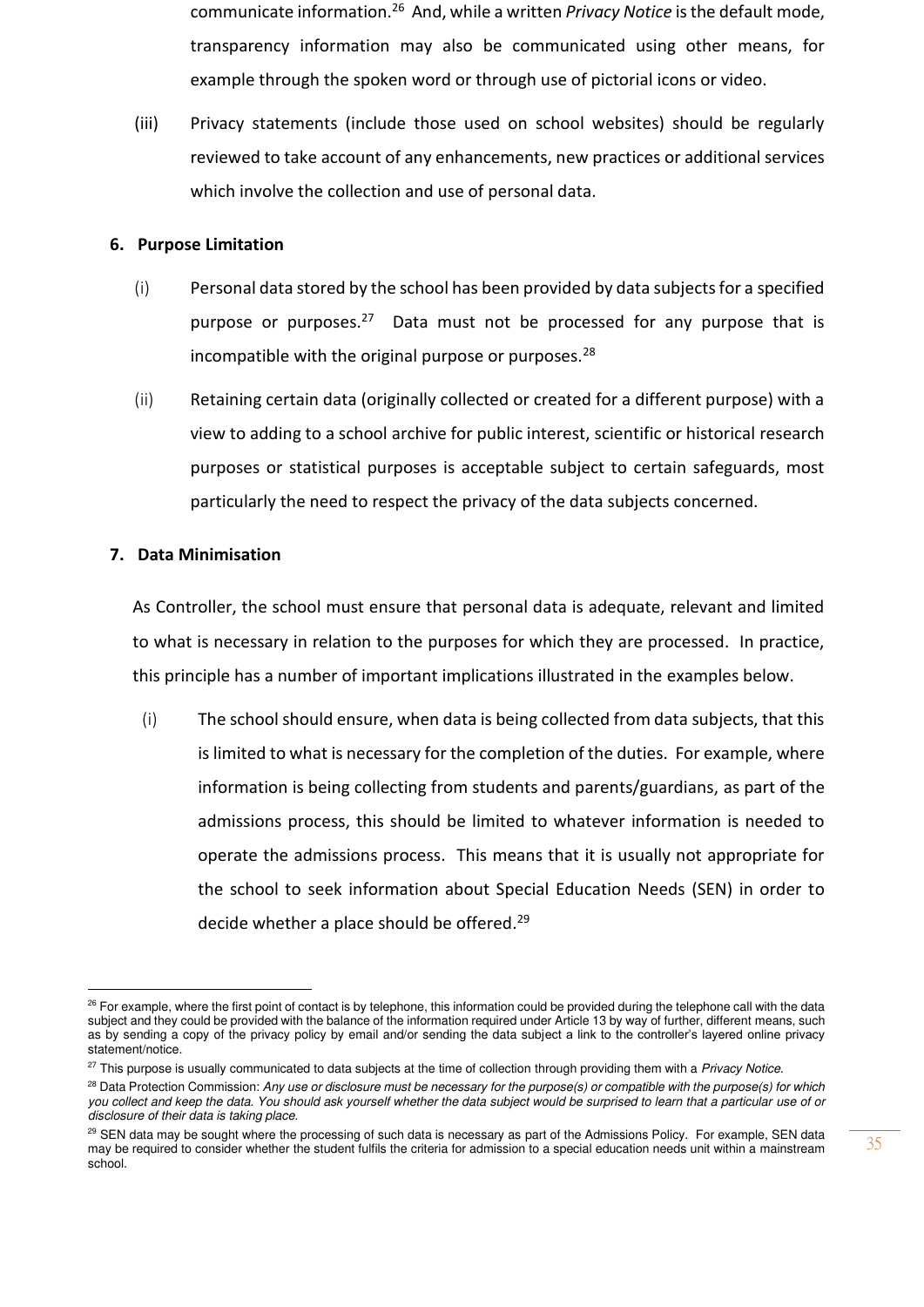communicate information.[26] And, while a written *Privacy Notice* is the default mode, transparency information may also be communicated using other means, for example through the spoken word or through use of pictorial icons or video.

(iii) Privacy statements (include those used on school websites) should be regularly reviewed to take account of any enhancements, new practices or additional services which involve the collection and use of personal data.

**6. Purpose Limitation**

(i) Personal data stored by the school has been provided by data subjects for a specified purpose or purposes.[27] Data must not be processed for any purpose that is incompatible with the original purpose or purposes.[28]

(ii) Retaining certain data (originally collected or created for a different purpose) with a view to adding to a school archive for public interest, scientific or historical research purposes or statistical purposes is acceptable subject to certain safeguards, most particularly the need to respect the privacy of the data subjects concerned.

**7. Data Minimisation**

As Controller, the school must ensure that personal data is adequate, relevant and limited to what is necessary in relation to the purposes for which they are processed. In practice, this principle has a number of important implications illustrated in the examples below.

(i) The school should ensure, when data is being collected from data subjects, that this is limited to what is necessary for the completion of the duties. For example, where information is being collecting from students and parents/guardians, as part of the admissions process, this should be limited to whatever information is needed to operate the admissions process. This means that it is usually not appropriate for the school to seek information about Special Education Needs (SEN) in order to decide whether a place should be offered.[29]

---

[26] For example, where the first point of contact is by telephone, this information could be provided during the telephone call with the data subject and they could be provided with the balance of the information required under Article 13 by way of further, different means, such as by sending a copy of the privacy policy by email and/or sending the data subject a link to the controller's layered online privacy statement/notice.

[27] This purpose is usually communicated to data subjects at the time of collection through providing them with a *Privacy Notice*.

[28] Data Protection Commission: *Any use or disclosure must be necessary for the purpose(s) or compatible with the purpose(s) for which you collect and keep the data. You should ask yourself whether the data subject would be surprised to learn that a particular use of or disclosure of their data is taking place.*

[29] SEN data may be sought where the processing of such data is necessary as part of the Admissions Policy. For example, SEN data may be required to consider whether the student fulfils the criteria for admission to a special education needs unit within a mainstream school.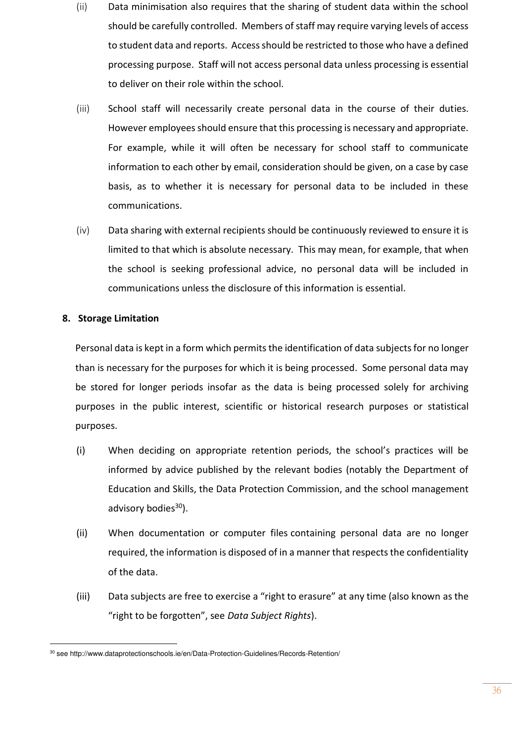(ii) Data minimisation also requires that the sharing of student data within the school should be carefully controlled. Members of staff may require varying levels of access to student data and reports. Access should be restricted to those who have a defined processing purpose. Staff will not access personal data unless processing is essential to deliver on their role within the school.

(iii) School staff will necessarily create personal data in the course of their duties. However employees should ensure that this processing is necessary and appropriate. For example, while it will often be necessary for school staff to communicate information to each other by email, consideration should be given, on a case by case basis, as to whether it is necessary for personal data to be included in these communications.

(iv) Data sharing with external recipients should be continuously reviewed to ensure it is limited to that which is absolute necessary. This may mean, for example, that when the school is seeking professional advice, no personal data will be included in communications unless the disclosure of this information is essential.

**8. Storage Limitation**

Personal data is kept in a form which permits the identification of data subjects for no longer than is necessary for the purposes for which it is being processed. Some personal data may be stored for longer periods insofar as the data is being processed solely for archiving purposes in the public interest, scientific or historical research purposes or statistical purposes.

(i) When deciding on appropriate retention periods, the school's practices will be informed by advice published by the relevant bodies (notably the Department of Education and Skills, the Data Protection Commission, and the school management advisory bodies[30]).

(ii) When documentation or computer files containing personal data are no longer required, the information is disposed of in a manner that respects the confidentiality of the data.

(iii) Data subjects are free to exercise a "right to erasure" at any time (also known as the "right to be forgotten", see *Data Subject Rights*).

---

[30] see http://www.dataprotectionschools.ie/en/Data-Protection-Guidelines/Records-Retention/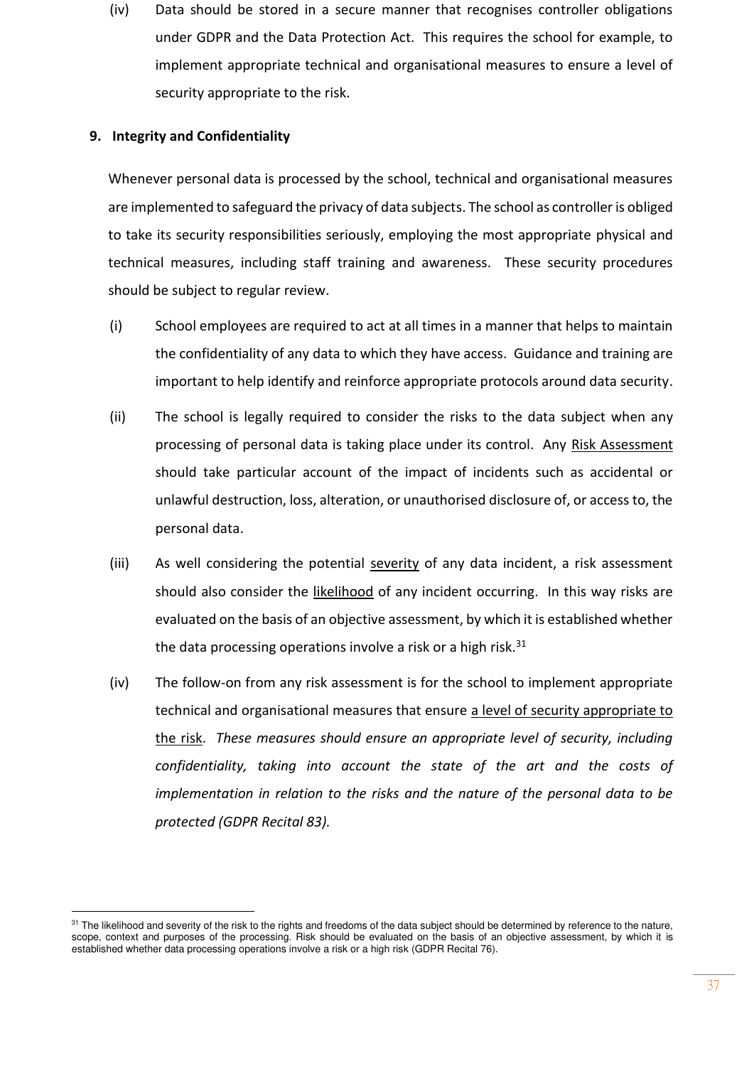(iv) Data should be stored in a secure manner that recognises controller obligations under GDPR and the Data Protection Act. This requires the school for example, to implement appropriate technical and organisational measures to ensure a level of security appropriate to the risk.

## 9. Integrity and Confidentiality

Whenever personal data is processed by the school, technical and organisational measures are implemented to safeguard the privacy of data subjects. The school as controller is obliged to take its security responsibilities seriously, employing the most appropriate physical and technical measures, including staff training and awareness. These security procedures should be subject to regular review.

(i) School employees are required to act at all times in a manner that helps to maintain the confidentiality of any data to which they have access. Guidance and training are important to help identify and reinforce appropriate protocols around data security.

(ii) The school is legally required to consider the risks to the data subject when any processing of personal data is taking place under its control. Any <u>Risk Assessment</u> should take particular account of the impact of incidents such as accidental or unlawful destruction, loss, alteration, or unauthorised disclosure of, or access to, the personal data.

(iii) As well considering the potential <u>severity</u> of any data incident, a risk assessment should also consider the <u>likelihood</u> of any incident occurring. In this way risks are evaluated on the basis of an objective assessment, by which it is established whether the data processing operations involve a risk or a high risk.[31]

(iv) The follow-on from any risk assessment is for the school to implement appropriate technical and organisational measures that ensure <u>a level of security appropriate to the risk</u>. *These measures should ensure an appropriate level of security, including confidentiality, taking into account the state of the art and the costs of implementation in relation to the risks and the nature of the personal data to be protected (GDPR Recital 83).*

---

[31] The likelihood and severity of the risk to the rights and freedoms of the data subject should be determined by reference to the nature, scope, context and purposes of the processing. Risk should be evaluated on the basis of an objective assessment, by which it is established whether data processing operations involve a risk or a high risk (GDPR Recital 76).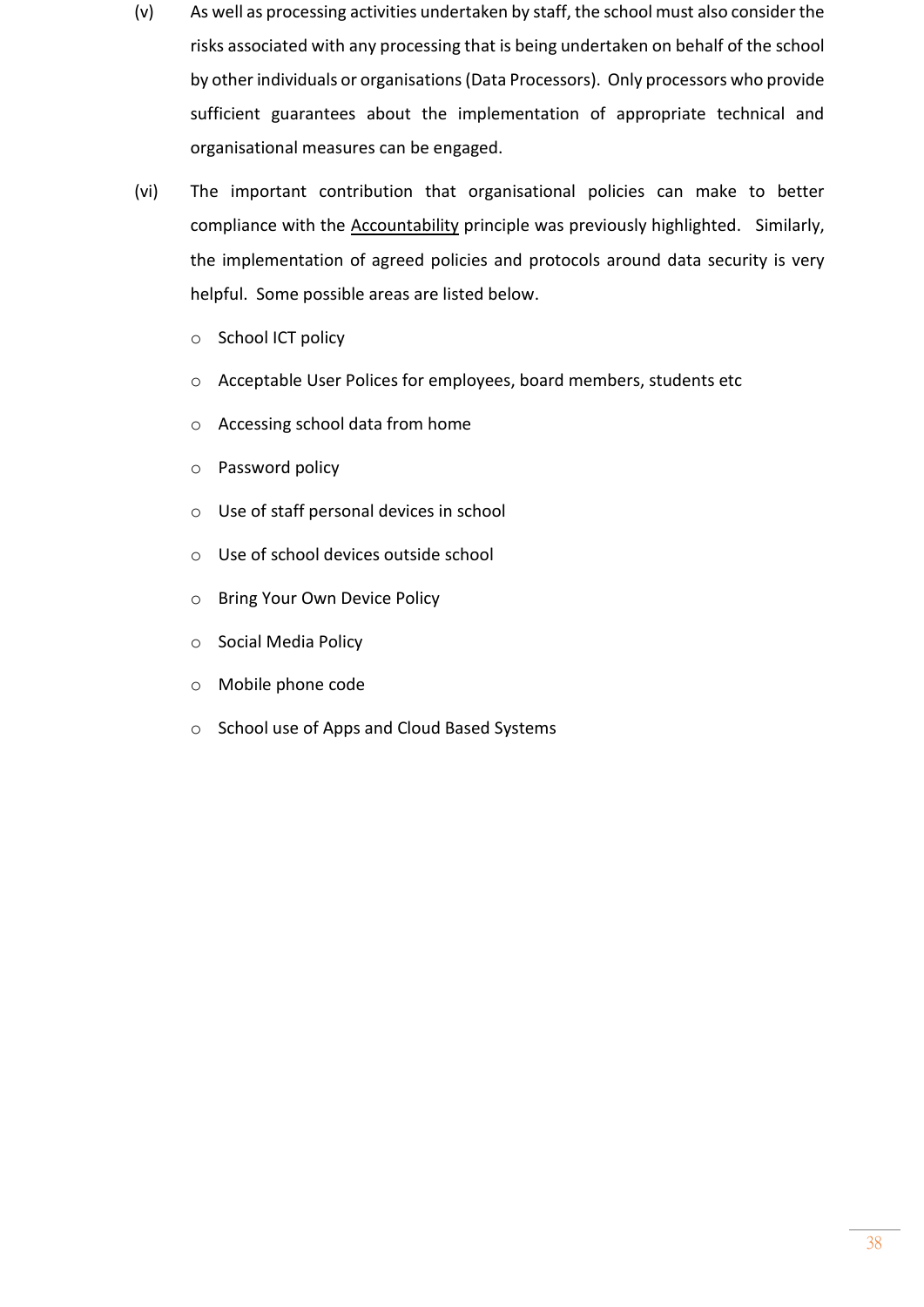(v) As well as processing activities undertaken by staff, the school must also consider the risks associated with any processing that is being undertaken on behalf of the school by other individuals or organisations (Data Processors). Only processors who provide sufficient guarantees about the implementation of appropriate technical and organisational measures can be engaged.

(vi) The important contribution that organisational policies can make to better compliance with the Accountability principle was previously highlighted. Similarly, the implementation of agreed policies and protocols around data security is very helpful. Some possible areas are listed below.

- School ICT policy
- Acceptable User Polices for employees, board members, students etc
- Accessing school data from home
- Password policy
- Use of staff personal devices in school
- Use of school devices outside school
- Bring Your Own Device Policy
- Social Media Policy
- Mobile phone code
- School use of Apps and Cloud Based Systems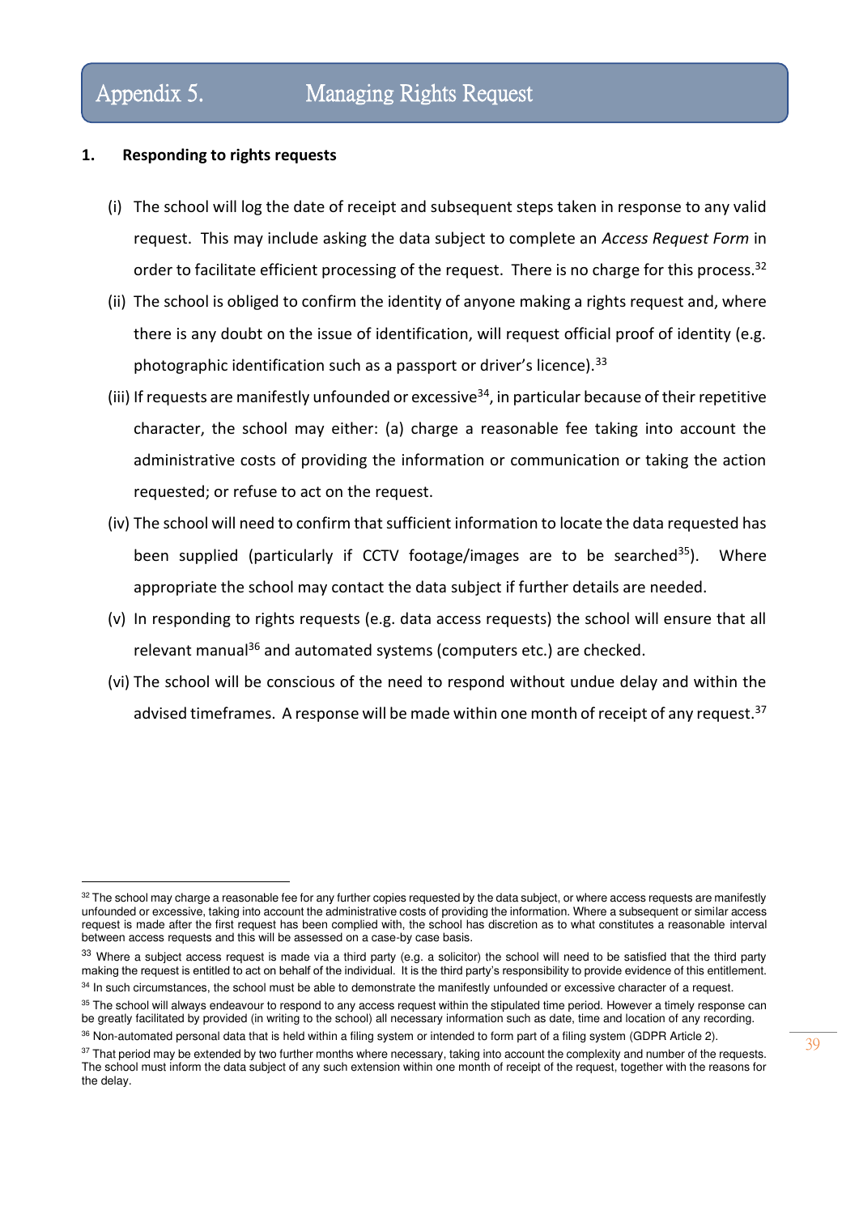# Appendix 5. Managing Rights Request

## 1. Responding to rights requests

(i) The school will log the date of receipt and subsequent steps taken in response to any valid request. This may include asking the data subject to complete an *Access Request Form* in order to facilitate efficient processing of the request. There is no charge for this process.[32]

(ii) The school is obliged to confirm the identity of anyone making a rights request and, where there is any doubt on the issue of identification, will request official proof of identity (e.g. photographic identification such as a passport or driver's licence).[33]

(iii) If requests are manifestly unfounded or excessive[34], in particular because of their repetitive character, the school may either: (a) charge a reasonable fee taking into account the administrative costs of providing the information or communication or taking the action requested; or refuse to act on the request.

(iv) The school will need to confirm that sufficient information to locate the data requested has been supplied (particularly if CCTV footage/images are to be searched[35]). Where appropriate the school may contact the data subject if further details are needed.

(v) In responding to rights requests (e.g. data access requests) the school will ensure that all relevant manual[36] and automated systems (computers etc.) are checked.

(vi) The school will be conscious of the need to respond without undue delay and within the advised timeframes. A response will be made within one month of receipt of any request.[37]

---

[32] The school may charge a reasonable fee for any further copies requested by the data subject, or where access requests are manifestly unfounded or excessive, taking into account the administrative costs of providing the information. Where a subsequent or similar access request is made after the first request has been complied with, the school has discretion as to what constitutes a reasonable interval between access requests and this will be assessed on a case-by case basis.

[33] Where a subject access request is made via a third party (e.g. a solicitor) the school will need to be satisfied that the third party making the request is entitled to act on behalf of the individual. It is the third party's responsibility to provide evidence of this entitlement.

[34] In such circumstances, the school must be able to demonstrate the manifestly unfounded or excessive character of a request.

[35] The school will always endeavour to respond to any access request within the stipulated time period. However a timely response can be greatly facilitated by provided (in writing to the school) all necessary information such as date, time and location of any recording.

[36] Non-automated personal data that is held within a filing system or intended to form part of a filing system (GDPR Article 2).

[37] That period may be extended by two further months where necessary, taking into account the complexity and number of the requests. The school must inform the data subject of any such extension within one month of receipt of the request, together with the reasons for the delay.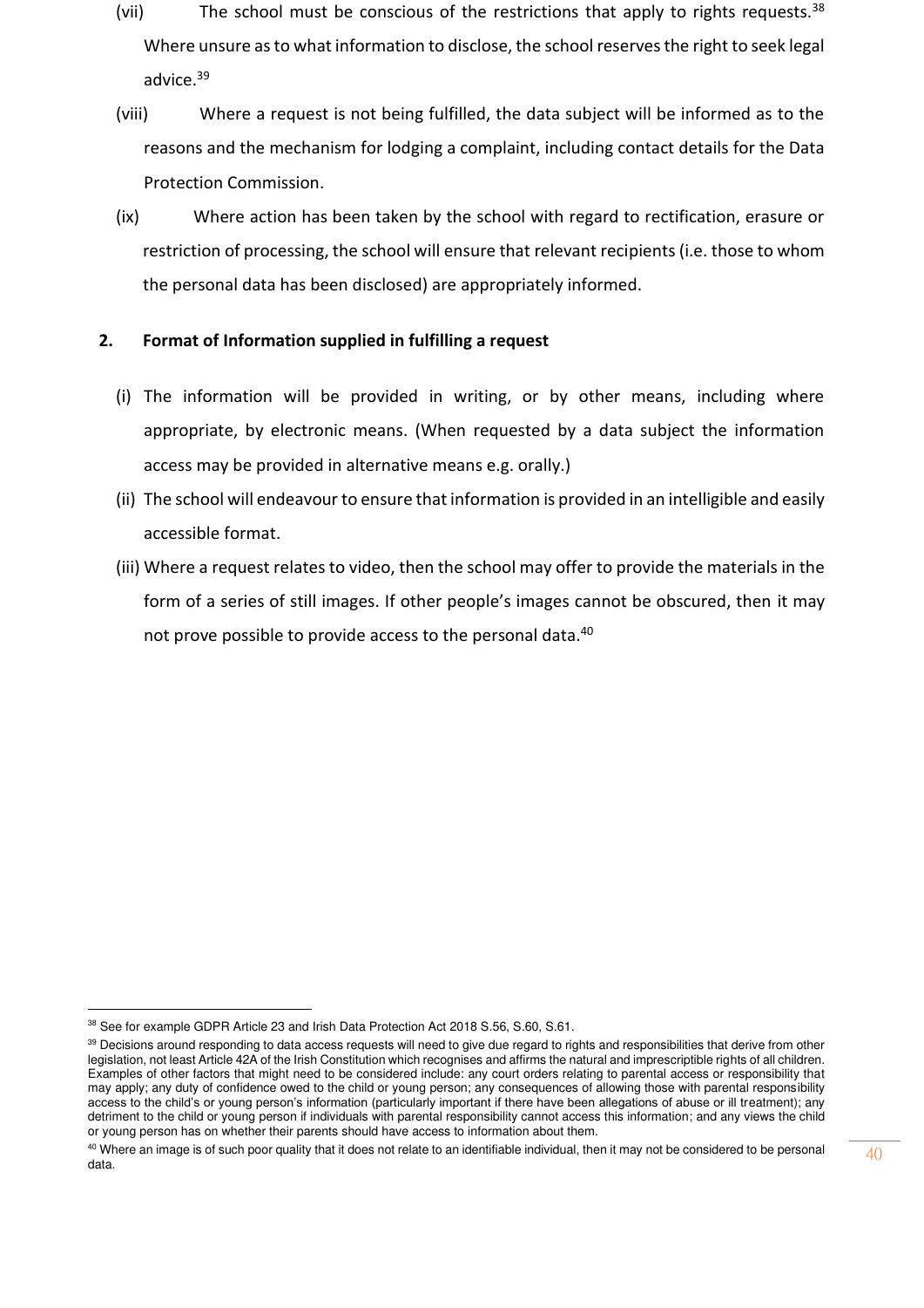(vii) The school must be conscious of the restrictions that apply to rights requests.[38] Where unsure as to what information to disclose, the school reserves the right to seek legal advice.[39]

(viii) Where a request is not being fulfilled, the data subject will be informed as to the reasons and the mechanism for lodging a complaint, including contact details for the Data Protection Commission.

(ix) Where action has been taken by the school with regard to rectification, erasure or restriction of processing, the school will ensure that relevant recipients (i.e. those to whom the personal data has been disclosed) are appropriately informed.

**2. Format of Information supplied in fulfilling a request**

(i) The information will be provided in writing, or by other means, including where appropriate, by electronic means. (When requested by a data subject the information access may be provided in alternative means e.g. orally.)

(ii) The school will endeavour to ensure that information is provided in an intelligible and easily accessible format.

(iii) Where a request relates to video, then the school may offer to provide the materials in the form of a series of still images. If other people's images cannot be obscured, then it may not prove possible to provide access to the personal data.[40]

---

[38] See for example GDPR Article 23 and Irish Data Protection Act 2018 S.56, S.60, S.61.

[39] Decisions around responding to data access requests will need to give due regard to rights and responsibilities that derive from other legislation, not least Article 42A of the Irish Constitution which recognises and affirms the natural and imprescriptible rights of all children. Examples of other factors that might need to be considered include: any court orders relating to parental access or responsibility that may apply; any duty of confidence owed to the child or young person; any consequences of allowing those with parental responsibility access to the child's or young person's information (particularly important if there have been allegations of abuse or ill treatment); any detriment to the child or young person if individuals with parental responsibility cannot access this information; and any views the child or young person has on whether their parents should have access to information about them.

[40] Where an image is of such poor quality that it does not relate to an identifiable individual, then it may not be considered to be personal data.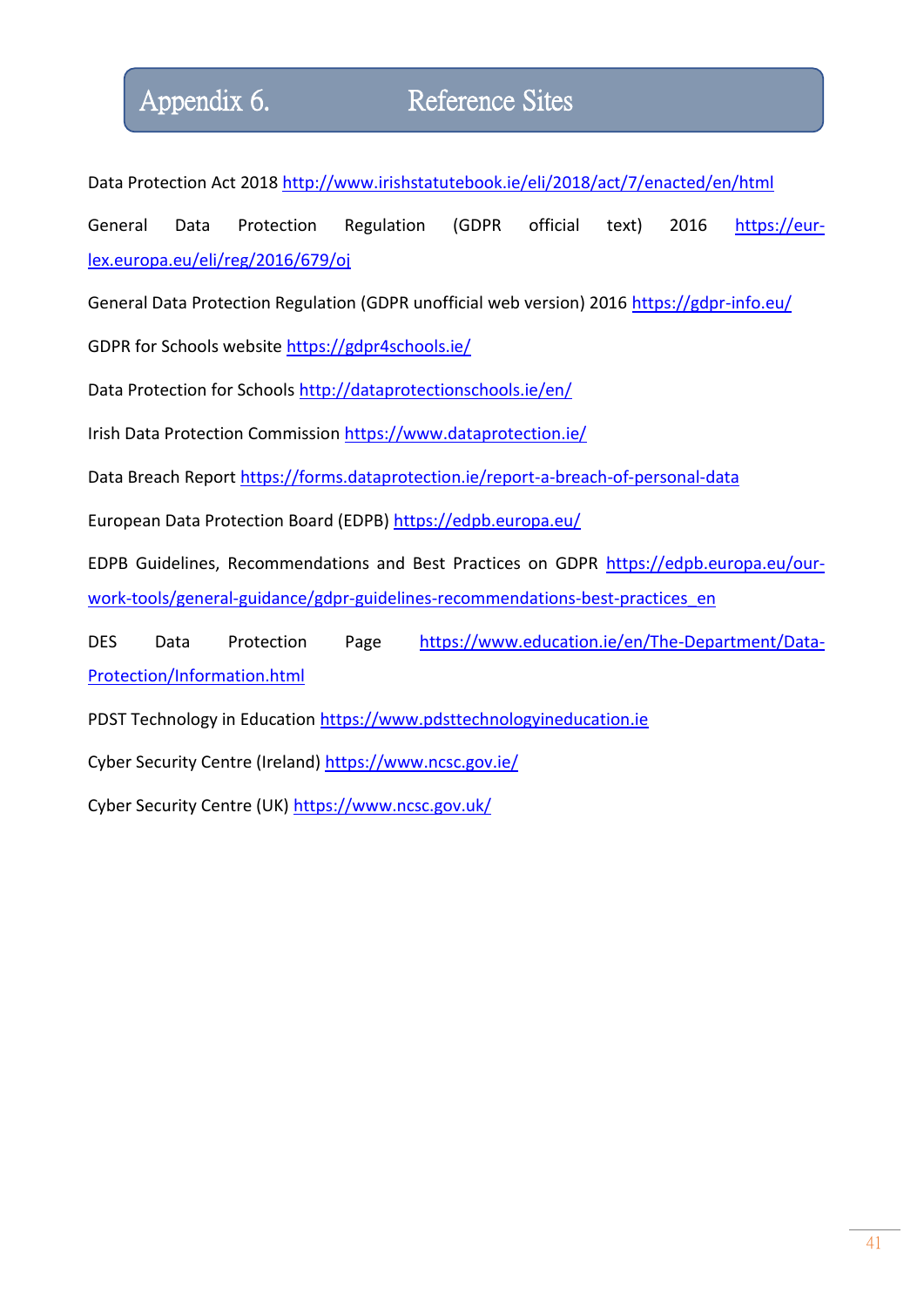# Appendix 6. Reference Sites

Data Protection Act 2018 http://www.irishstatutebook.ie/eli/2018/act/7/enacted/en/html

General Data Protection Regulation (GDPR official text) 2016 https://eur-lex.europa.eu/eli/reg/2016/679/oj

General Data Protection Regulation (GDPR unofficial web version) 2016 https://gdpr-info.eu/

GDPR for Schools website https://gdpr4schools.ie/

Data Protection for Schools http://dataprotectionschools.ie/en/

Irish Data Protection Commission https://www.dataprotection.ie/

Data Breach Report https://forms.dataprotection.ie/report-a-breach-of-personal-data

European Data Protection Board (EDPB) https://edpb.europa.eu/

EDPB Guidelines, Recommendations and Best Practices on GDPR https://edpb.europa.eu/our-work-tools/general-guidance/gdpr-guidelines-recommendations-best-practices_en

DES Data Protection Page https://www.education.ie/en/The-Department/Data-Protection/Information.html

PDST Technology in Education https://www.pdsttechnologyineducation.ie

Cyber Security Centre (Ireland) https://www.ncsc.gov.ie/

Cyber Security Centre (UK) https://www.ncsc.gov.uk/